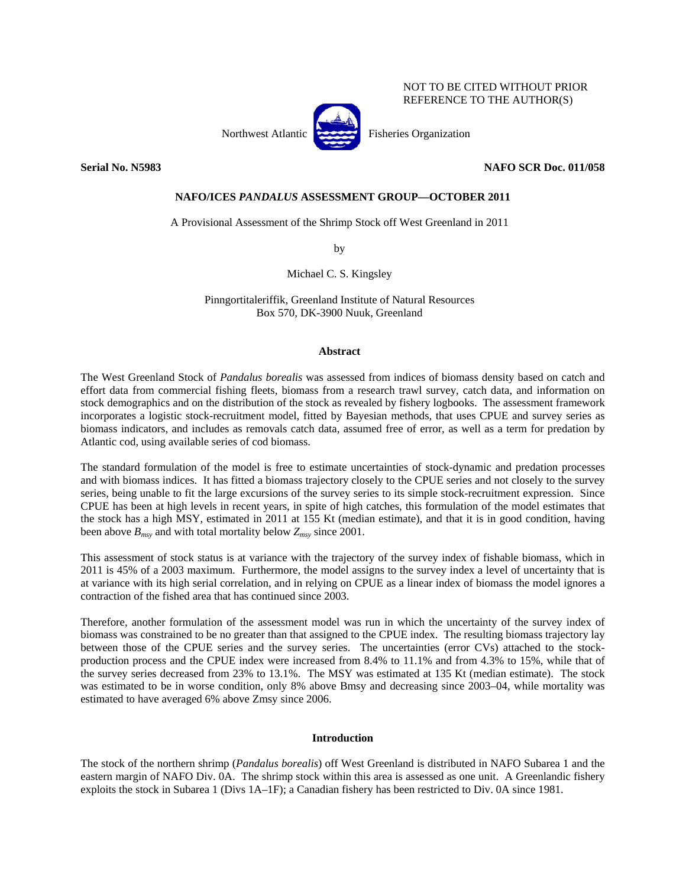NOT TO BE CITED WITHOUT PRIOR REFERENCE TO THE AUTHOR(S)

Northwest Atlantic Fisheries Organization

**Serial No. N5983** **NAFO SCR Doc. 011/058**

## NAFO/ICES *PANDALUS* ASSESSMENT GROUP—OCTOBER 2011

A Provisional Assessment of the Shrimp Stock off West Greenland in 2011

by

Michael C. S. Kingsley

Pinngortitaleriffik, Greenland Institute of Natural Resources
Box 570, DK-3900 Nuuk, Greenland

### Abstract

The West Greenland Stock of *Pandalus borealis* was assessed from indices of biomass density based on catch and effort data from commercial fishing fleets, biomass from a research trawl survey, catch data, and information on stock demographics and on the distribution of the stock as revealed by fishery logbooks. The assessment framework incorporates a logistic stock-recruitment model, fitted by Bayesian methods, that uses CPUE and survey series as biomass indicators, and includes as removals catch data, assumed free of error, as well as a term for predation by Atlantic cod, using available series of cod biomass.

The standard formulation of the model is free to estimate uncertainties of stock-dynamic and predation processes and with biomass indices. It has fitted a biomass trajectory closely to the CPUE series and not closely to the survey series, being unable to fit the large excursions of the survey series to its simple stock-recruitment expression. Since CPUE has been at high levels in recent years, in spite of high catches, this formulation of the model estimates that the stock has a high MSY, estimated in 2011 at 155 Kt (median estimate), and that it is in good condition, having been above $B_{msy}$ and with total mortality below $Z_{msy}$ since 2001.

This assessment of stock status is at variance with the trajectory of the survey index of fishable biomass, which in 2011 is 45% of a 2003 maximum. Furthermore, the model assigns to the survey index a level of uncertainty that is at variance with its high serial correlation, and in relying on CPUE as a linear index of biomass the model ignores a contraction of the fished area that has continued since 2003.

Therefore, another formulation of the assessment model was run in which the uncertainty of the survey index of biomass was constrained to be no greater than that assigned to the CPUE index. The resulting biomass trajectory lay between those of the CPUE series and the survey series. The uncertainties (error CVs) attached to the stock-production process and the CPUE index were increased from 8.4% to 11.1% and from 4.3% to 15%, while that of the survey series decreased from 23% to 13.1%. The MSY was estimated at 135 Kt (median estimate). The stock was estimated to be in worse condition, only 8% above Bmsy and decreasing since 2003–04, while mortality was estimated to have averaged 6% above Zmsy since 2006.

### Introduction

The stock of the northern shrimp (*Pandalus borealis*) off West Greenland is distributed in NAFO Subarea 1 and the eastern margin of NAFO Div. 0A. The shrimp stock within this area is assessed as one unit. A Greenlandic fishery exploits the stock in Subarea 1 (Divs 1A–1F); a Canadian fishery has been restricted to Div. 0A since 1981.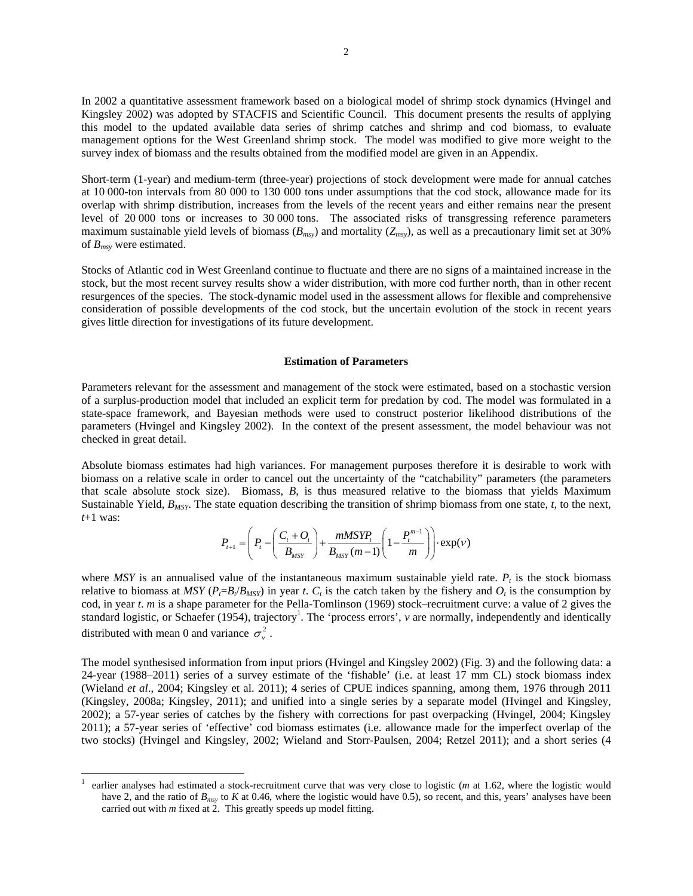In 2002 a quantitative assessment framework based on a biological model of shrimp stock dynamics (Hvingel and Kingsley 2002) was adopted by STACFIS and Scientific Council. This document presents the results of applying this model to the updated available data series of shrimp catches and shrimp and cod biomass, to evaluate management options for the West Greenland shrimp stock. The model was modified to give more weight to the survey index of biomass and the results obtained from the modified model are given in an Appendix.

Short-term (1-year) and medium-term (three-year) projections of stock development were made for annual catches at 10 000-ton intervals from 80 000 to 130 000 tons under assumptions that the cod stock, allowance made for its overlap with shrimp distribution, increases from the levels of the recent years and either remains near the present level of 20 000 tons or increases to 30 000 tons. The associated risks of transgressing reference parameters maximum sustainable yield levels of biomass ($B_{msy}$) and mortality ($Z_{msy}$), as well as a precautionary limit set at 30% of $B_{msy}$ were estimated.

Stocks of Atlantic cod in West Greenland continue to fluctuate and there are no signs of a maintained increase in the stock, but the most recent survey results show a wider distribution, with more cod further north, than in other recent resurgences of the species. The stock-dynamic model used in the assessment allows for flexible and comprehensive consideration of possible developments of the cod stock, but the uncertain evolution of the stock in recent years gives little direction for investigations of its future development.

## Estimation of Parameters

Parameters relevant for the assessment and management of the stock were estimated, based on a stochastic version of a surplus-production model that included an explicit term for predation by cod. The model was formulated in a state-space framework, and Bayesian methods were used to construct posterior likelihood distributions of the parameters (Hvingel and Kingsley 2002). In the context of the present assessment, the model behaviour was not checked in great detail.

Absolute biomass estimates had high variances. For management purposes therefore it is desirable to work with biomass on a relative scale in order to cancel out the uncertainty of the "catchability" parameters (the parameters that scale absolute stock size). Biomass, *B*, is thus measured relative to the biomass that yields Maximum Sustainable Yield, $B_{MSY}$. The state equation describing the transition of shrimp biomass from one state, *t*, to the next, *t*+1 was:

$$P_{t+1} = \left( P_t - \left( \frac{C_t + O_t}{B_{MSY}} \right) + \frac{mMSYP_t}{B_{MSY}(m-1)} \left( 1 - \frac{P_t^{m-1}}{m} \right) \right) \cdot \exp(\nu)$$

where *MSY* is an annualised value of the instantaneous maximum sustainable yield rate. $P_t$ is the stock biomass relative to biomass at *MSY* ($P_t = B_t/B_{MSY}$) in year *t*. $C_t$ is the catch taken by the fishery and $O_t$ is the consumption by cod, in year *t*. *m* is a shape parameter for the Pella-Tomlinson (1969) stock–recruitment curve: a value of 2 gives the standard logistic, or Schaefer (1954), trajectory[1]. The 'process errors', *v* are normally, independently and identically distributed with mean 0 and variance $\sigma_v^2$.

The model synthesised information from input priors (Hvingel and Kingsley 2002) (Fig. 3) and the following data: a 24-year (1988–2011) series of a survey estimate of the 'fishable' (i.e. at least 17 mm CL) stock biomass index (Wieland *et al*., 2004; Kingsley et al. 2011); 4 series of CPUE indices spanning, among them, 1976 through 2011 (Kingsley, 2008a; Kingsley, 2011); and unified into a single series by a separate model (Hvingel and Kingsley, 2002); a 57-year series of catches by the fishery with corrections for past overpacking (Hvingel, 2004; Kingsley 2011); a 57-year series of 'effective' cod biomass estimates (i.e. allowance made for the imperfect overlap of the two stocks) (Hvingel and Kingsley, 2002; Wieland and Storr-Paulsen, 2004; Retzel 2011); and a short series (4

[1] earlier analyses had estimated a stock-recruitment curve that was very close to logistic (*m* at 1.62, where the logistic would have 2, and the ratio of $B_{msy}$ to *K* at 0.46, where the logistic would have 0.5), so recent, and this, years' analyses have been carried out with *m* fixed at 2. This greatly speeds up model fitting.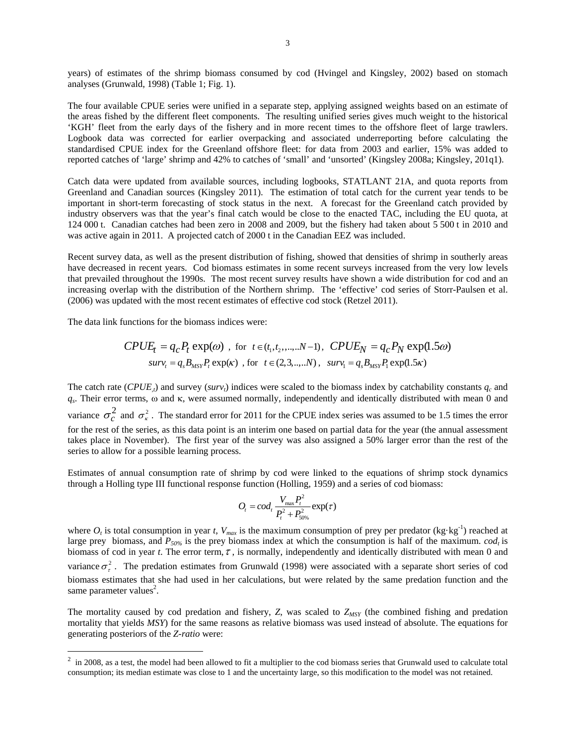years) of estimates of the shrimp biomass consumed by cod (Hvingel and Kingsley, 2002) based on stomach analyses (Grunwald, 1998) (Table 1; Fig. 1).

The four available CPUE series were unified in a separate step, applying assigned weights based on an estimate of the areas fished by the different fleet components. The resulting unified series gives much weight to the historical 'KGH' fleet from the early days of the fishery and in more recent times to the offshore fleet of large trawlers. Logbook data was corrected for earlier overpacking and associated underreporting before calculating the standardised CPUE index for the Greenland offshore fleet: for data from 2003 and earlier, 15% was added to reported catches of 'large' shrimp and 42% to catches of 'small' and 'unsorted' (Kingsley 2008a; Kingsley, 201q1).

Catch data were updated from available sources, including logbooks, STATLANT 21A, and quota reports from Greenland and Canadian sources (Kingsley 2011). The estimation of total catch for the current year tends to be important in short-term forecasting of stock status in the next. A forecast for the Greenland catch provided by industry observers was that the year's final catch would be close to the enacted TAC, including the EU quota, at 124 000 t. Canadian catches had been zero in 2008 and 2009, but the fishery had taken about 5 500 t in 2010 and was active again in 2011. A projected catch of 2000 t in the Canadian EEZ was included.

Recent survey data, as well as the present distribution of fishing, showed that densities of shrimp in southerly areas have decreased in recent years. Cod biomass estimates in some recent surveys increased from the very low levels that prevailed throughout the 1990s. The most recent survey results have shown a wide distribution for cod and an increasing overlap with the distribution of the Northern shrimp. The 'effective' cod series of Storr-Paulsen et al. (2006) was updated with the most recent estimates of effective cod stock (Retzel 2011).

The data link functions for the biomass indices were:

$$CPUE_t = q_c P_t \exp(\omega) \;, \text{ for } \; t \in (t_1, t_2, ,..,.. N-1), \;\; CPUE_N = q_c P_N \exp(1.5\omega)$$

$$surv_t = q_s B_{MSY} P_t \exp(\kappa) \;, \text{ for } \; t \in (2,3,..,..N), \;\; surv_1 = q_s B_{MSY} P_1 \exp(1.5\kappa)$$

The catch rate ($CPUE_{,t}$) and survey ($surv_t$) indices were scaled to the biomass index by catchability constants $q_c$ and $q_s$. Their error terms, ω and κ, were assumed normally, independently and identically distributed with mean 0 and variance $\sigma_c^2$ and $\sigma_\kappa^2$. The standard error for 2011 for the CPUE index series was assumed to be 1.5 times the error for the rest of the series, as this data point is an interim one based on partial data for the year (the annual assessment takes place in November). The first year of the survey was also assigned a 50% larger error than the rest of the series to allow for a possible learning process.

Estimates of annual consumption rate of shrimp by cod were linked to the equations of shrimp stock dynamics through a Holling type III functional response function (Holling, 1959) and a series of cod biomass:

$$O_t = cod_t \frac{V_{max} P_t^2}{P_t^2 + P_{50\%}^2} \exp(\tau)$$

where $O_t$ is total consumption in year *t*, $V_{max}$ is the maximum consumption of prey per predator ($kg \cdot kg^{-1}$) reached at large prey biomass, and $P_{50\%}$ is the prey biomass index at which the consumption is half of the maximum. $cod_t$ is biomass of cod in year *t*. The error term, $\tau$, is normally, independently and identically distributed with mean 0 and variance $\sigma_\tau^2$. The predation estimates from Grunwald (1998) were associated with a separate short series of cod biomass estimates that she had used in her calculations, but were related by the same predation function and the same parameter values[2].

The mortality caused by cod predation and fishery, *Z*, was scaled to $Z_{MSY}$ (the combined fishing and predation mortality that yields *MSY*) for the same reasons as relative biomass was used instead of absolute. The equations for generating posteriors of the *Z-ratio* were:

[2] in 2008, as a test, the model had been allowed to fit a multiplier to the cod biomass series that Grunwald used to calculate total consumption; its median estimate was close to 1 and the uncertainty large, so this modification to the model was not retained.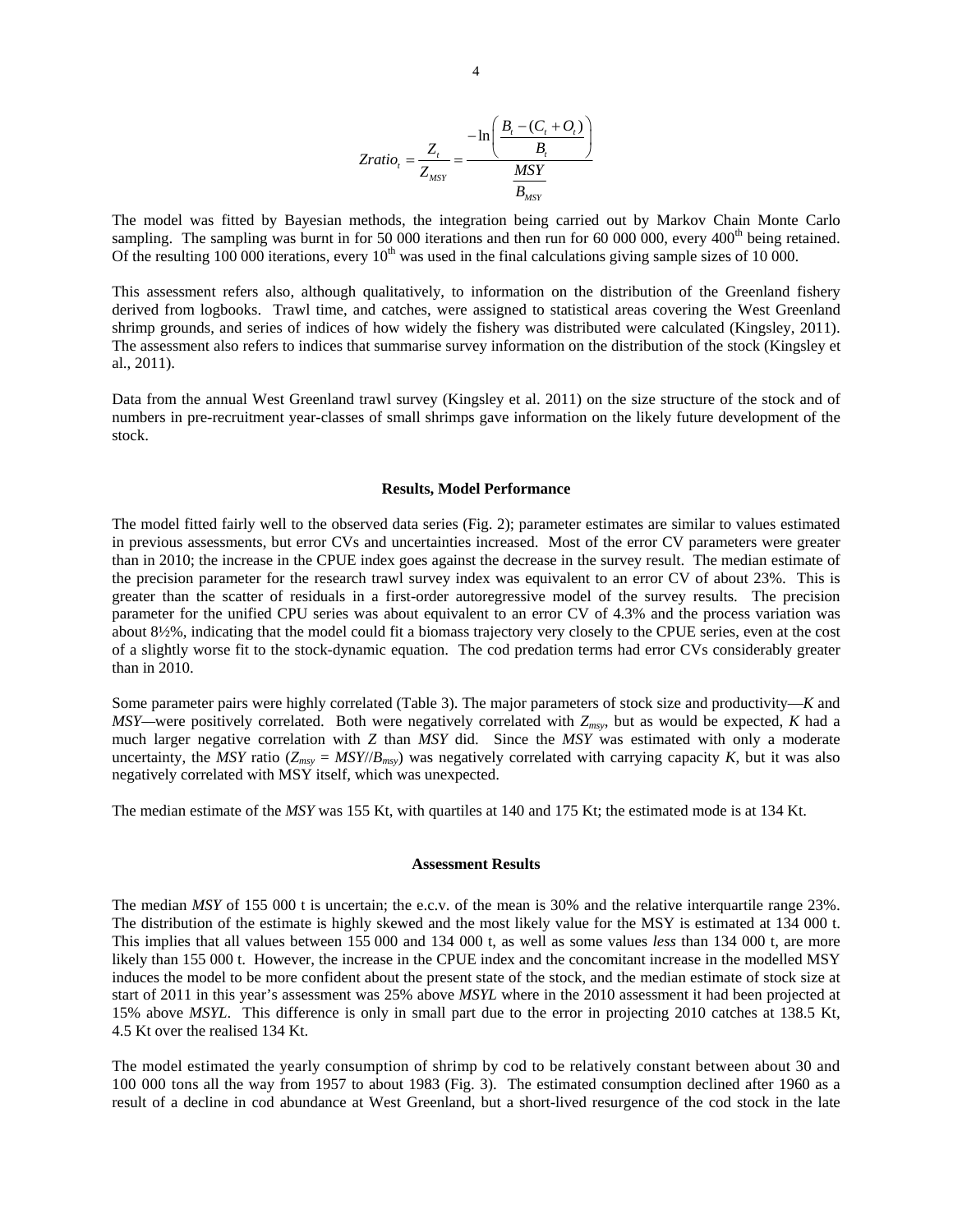$$Zratio_t = \frac{Z_t}{Z_{MSY}} = \frac{-\ln\left(\dfrac{B_t - (C_t + O_t)}{B_t}\right)}{\dfrac{MSY}{B_{MSY}}}$$

The model was fitted by Bayesian methods, the integration being carried out by Markov Chain Monte Carlo sampling. The sampling was burnt in for 50 000 iterations and then run for 60 000 000, every 400th being retained. Of the resulting 100 000 iterations, every 10th was used in the final calculations giving sample sizes of 10 000.

This assessment refers also, although qualitatively, to information on the distribution of the Greenland fishery derived from logbooks. Trawl time, and catches, were assigned to statistical areas covering the West Greenland shrimp grounds, and series of indices of how widely the fishery was distributed were calculated (Kingsley, 2011). The assessment also refers to indices that summarise survey information on the distribution of the stock (Kingsley et al., 2011).

Data from the annual West Greenland trawl survey (Kingsley et al. 2011) on the size structure of the stock and of numbers in pre-recruitment year-classes of small shrimps gave information on the likely future development of the stock.

### Results, Model Performance

The model fitted fairly well to the observed data series (Fig. 2); parameter estimates are similar to values estimated in previous assessments, but error CVs and uncertainties increased. Most of the error CV parameters were greater than in 2010; the increase in the CPUE index goes against the decrease in the survey result. The median estimate of the precision parameter for the research trawl survey index was equivalent to an error CV of about 23%. This is greater than the scatter of residuals in a first-order autoregressive model of the survey results. The precision parameter for the unified CPU series was about equivalent to an error CV of 4.3% and the process variation was about 8½%, indicating that the model could fit a biomass trajectory very closely to the CPUE series, even at the cost of a slightly worse fit to the stock-dynamic equation. The cod predation terms had error CVs considerably greater than in 2010.

Some parameter pairs were highly correlated (Table 3). The major parameters of stock size and productivity—*K* and *MSY*—were positively correlated. Both were negatively correlated with $Z_{msy}$, but as would be expected, *K* had a much larger negative correlation with *Z* than *MSY* did. Since the *MSY* was estimated with only a moderate uncertainty, the *MSY* ratio ($Z_{msy} = MSY//B_{msy}$) was negatively correlated with carrying capacity *K*, but it was also negatively correlated with MSY itself, which was unexpected.

The median estimate of the *MSY* was 155 Kt, with quartiles at 140 and 175 Kt; the estimated mode is at 134 Kt.

### Assessment Results

The median *MSY* of 155 000 t is uncertain; the e.c.v. of the mean is 30% and the relative interquartile range 23%. The distribution of the estimate is highly skewed and the most likely value for the MSY is estimated at 134 000 t. This implies that all values between 155 000 and 134 000 t, as well as some values *less* than 134 000 t, are more likely than 155 000 t. However, the increase in the CPUE index and the concomitant increase in the modelled MSY induces the model to be more confident about the present state of the stock, and the median estimate of stock size at start of 2011 in this year's assessment was 25% above *MSYL* where in the 2010 assessment it had been projected at 15% above *MSYL*. This difference is only in small part due to the error in projecting 2010 catches at 138.5 Kt, 4.5 Kt over the realised 134 Kt.

The model estimated the yearly consumption of shrimp by cod to be relatively constant between about 30 and 100 000 tons all the way from 1957 to about 1983 (Fig. 3). The estimated consumption declined after 1960 as a result of a decline in cod abundance at West Greenland, but a short-lived resurgence of the cod stock in the late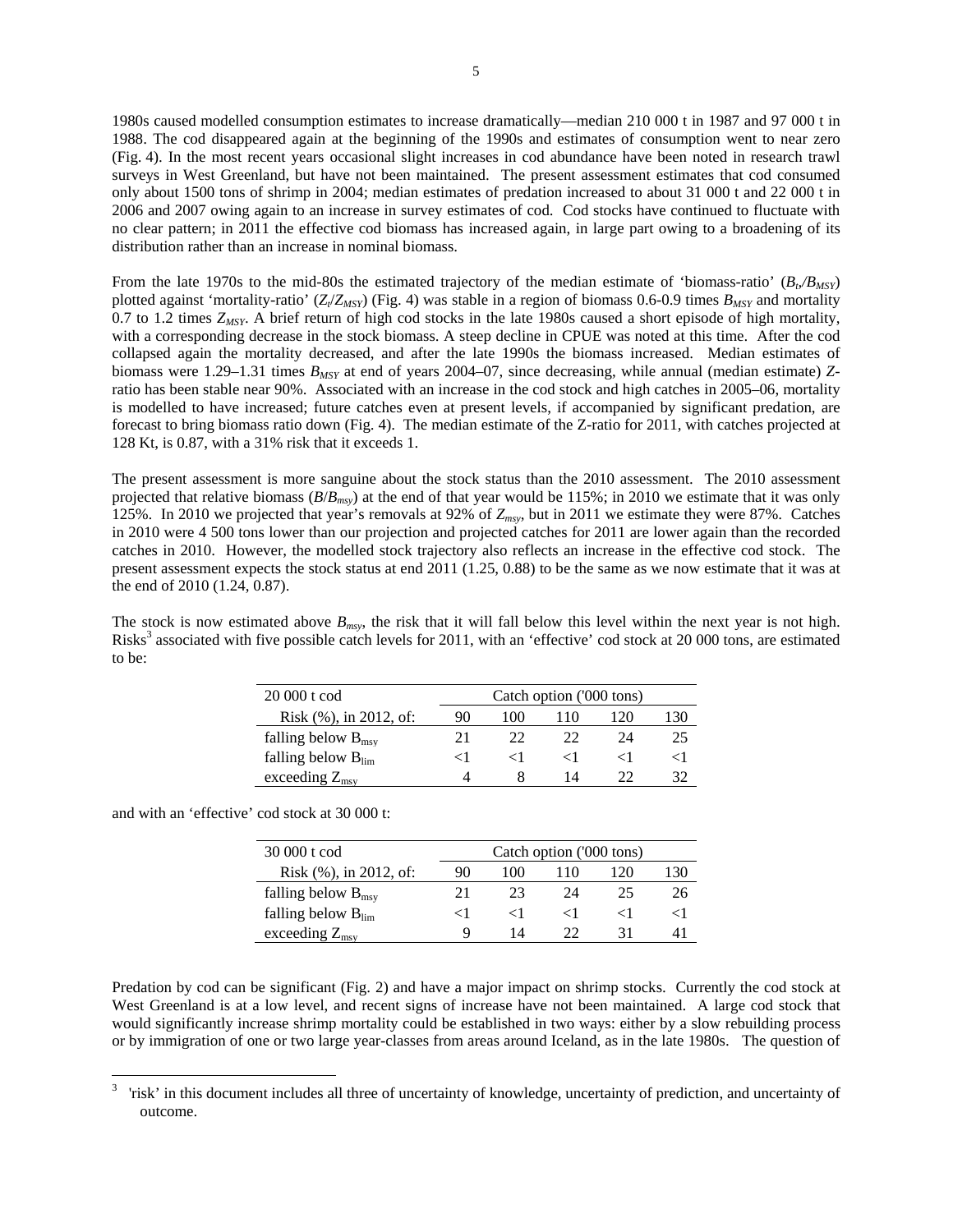1980s caused modelled consumption estimates to increase dramatically—median 210 000 t in 1987 and 97 000 t in 1988. The cod disappeared again at the beginning of the 1990s and estimates of consumption went to near zero (Fig. 4). In the most recent years occasional slight increases in cod abundance have been noted in research trawl surveys in West Greenland, but have not been maintained. The present assessment estimates that cod consumed only about 1500 tons of shrimp in 2004; median estimates of predation increased to about 31 000 t and 22 000 t in 2006 and 2007 owing again to an increase in survey estimates of cod. Cod stocks have continued to fluctuate with no clear pattern; in 2011 the effective cod biomass has increased again, in large part owing to a broadening of its distribution rather than an increase in nominal biomass.

From the late 1970s to the mid-80s the estimated trajectory of the median estimate of 'biomass-ratio' ($B_t/B_{MSY}$) plotted against 'mortality-ratio' ($Z_t/Z_{MSY}$) (Fig. 4) was stable in a region of biomass 0.6-0.9 times $B_{MSY}$ and mortality 0.7 to 1.2 times $Z_{MSY}$. A brief return of high cod stocks in the late 1980s caused a short episode of high mortality, with a corresponding decrease in the stock biomass. A steep decline in CPUE was noted at this time. After the cod collapsed again the mortality decreased, and after the late 1990s the biomass increased. Median estimates of biomass were 1.29–1.31 times $B_{MSY}$ at end of years 2004–07, since decreasing, while annual (median estimate) *Z*-ratio has been stable near 90%. Associated with an increase in the cod stock and high catches in 2005–06, mortality is modelled to have increased; future catches even at present levels, if accompanied by significant predation, are forecast to bring biomass ratio down (Fig. 4). The median estimate of the Z-ratio for 2011, with catches projected at 128 Kt, is 0.87, with a 31% risk that it exceeds 1.

The present assessment is more sanguine about the stock status than the 2010 assessment. The 2010 assessment projected that relative biomass ($B/B_{msy}$) at the end of that year would be 115%; in 2010 we estimate that it was only 125%. In 2010 we projected that year's removals at 92% of $Z_{msy}$, but in 2011 we estimate they were 87%. Catches in 2010 were 4 500 tons lower than our projection and projected catches for 2011 are lower again than the recorded catches in 2010. However, the modelled stock trajectory also reflects an increase in the effective cod stock. The present assessment expects the stock status at end 2011 (1.25, 0.88) to be the same as we now estimate that it was at the end of 2010 (1.24, 0.87).

The stock is now estimated above $B_{msy}$, the risk that it will fall below this level within the next year is not high. Risks[3] associated with five possible catch levels for 2011, with an 'effective' cod stock at 20 000 tons, are estimated to be:

| 20 000 t cod | Catch option ('000 tons) | | | | |
|---|---|---|---|---|---|
| Risk (%), in 2012, of: | 90 | 100 | 110 | 120 | 130 |
| falling below $B_{msy}$ | 21 | 22 | 22 | 24 | 25 |
| falling below $B_{lim}$ | <1 | <1 | <1 | <1 | <1 |
| exceeding $Z_{msy}$ | 4 | 8 | 14 | 22 | 32 |

and with an 'effective' cod stock at 30 000 t:

| 30 000 t cod | Catch option ('000 tons) | | | | |
|---|---|---|---|---|---|
| Risk (%), in 2012, of: | 90 | 100 | 110 | 120 | 130 |
| falling below $B_{msy}$ | 21 | 23 | 24 | 25 | 26 |
| falling below $B_{lim}$ | <1 | <1 | <1 | <1 | <1 |
| exceeding $Z_{msy}$ | 9 | 14 | 22 | 31 | 41 |

Predation by cod can be significant (Fig. 2) and have a major impact on shrimp stocks. Currently the cod stock at West Greenland is at a low level, and recent signs of increase have not been maintained. A large cod stock that would significantly increase shrimp mortality could be established in two ways: either by a slow rebuilding process or by immigration of one or two large year-classes from areas around Iceland, as in the late 1980s. The question of

[3] 'risk' in this document includes all three of uncertainty of knowledge, uncertainty of prediction, and uncertainty of outcome.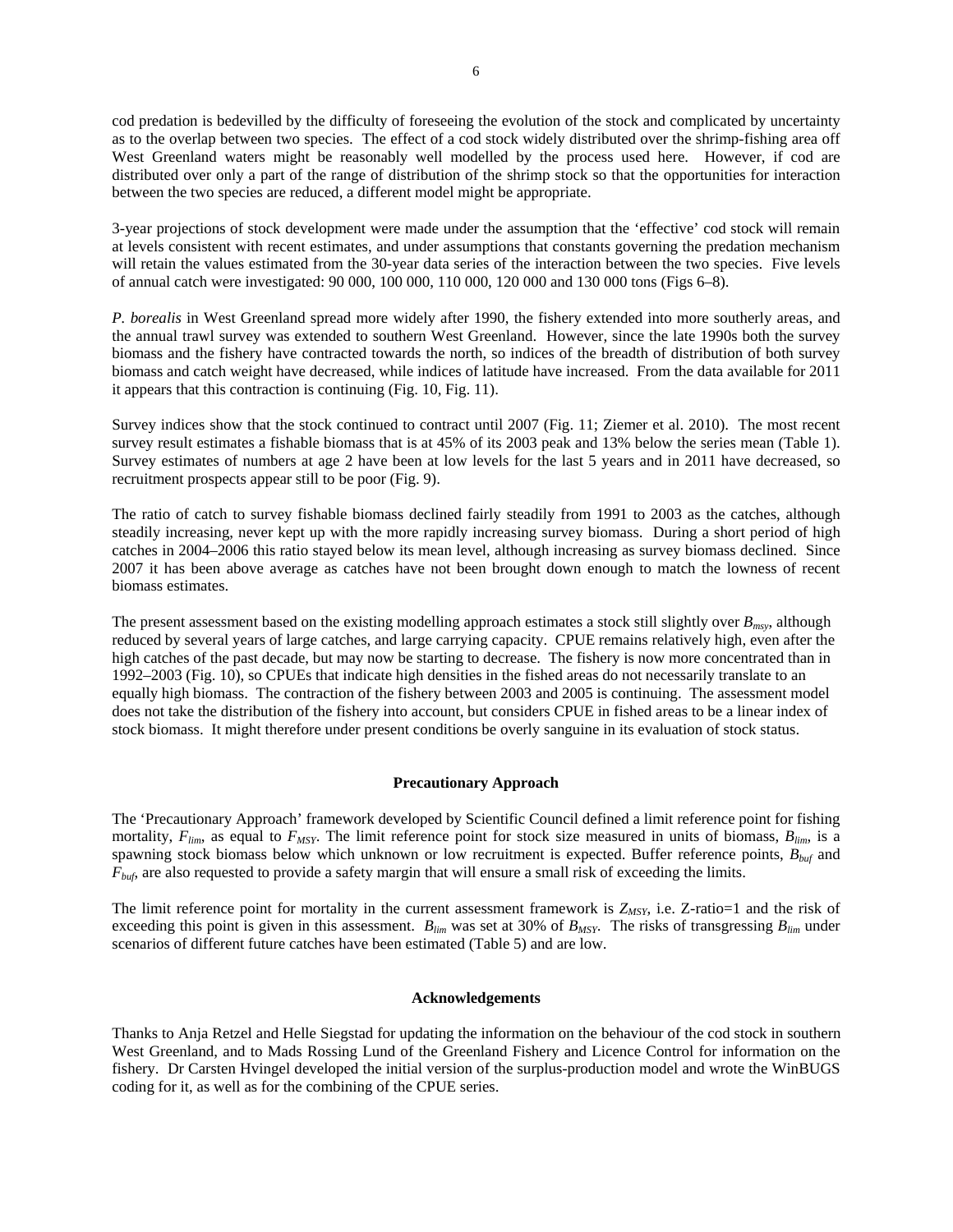cod predation is bedevilled by the difficulty of foreseeing the evolution of the stock and complicated by uncertainty as to the overlap between two species. The effect of a cod stock widely distributed over the shrimp-fishing area off West Greenland waters might be reasonably well modelled by the process used here. However, if cod are distributed over only a part of the range of distribution of the shrimp stock so that the opportunities for interaction between the two species are reduced, a different model might be appropriate.

3-year projections of stock development were made under the assumption that the 'effective' cod stock will remain at levels consistent with recent estimates, and under assumptions that constants governing the predation mechanism will retain the values estimated from the 30-year data series of the interaction between the two species. Five levels of annual catch were investigated: 90 000, 100 000, 110 000, 120 000 and 130 000 tons (Figs 6–8).

*P. borealis* in West Greenland spread more widely after 1990, the fishery extended into more southerly areas, and the annual trawl survey was extended to southern West Greenland. However, since the late 1990s both the survey biomass and the fishery have contracted towards the north, so indices of the breadth of distribution of both survey biomass and catch weight have decreased, while indices of latitude have increased. From the data available for 2011 it appears that this contraction is continuing (Fig. 10, Fig. 11).

Survey indices show that the stock continued to contract until 2007 (Fig. 11; Ziemer et al. 2010). The most recent survey result estimates a fishable biomass that is at 45% of its 2003 peak and 13% below the series mean (Table 1). Survey estimates of numbers at age 2 have been at low levels for the last 5 years and in 2011 have decreased, so recruitment prospects appear still to be poor (Fig. 9).

The ratio of catch to survey fishable biomass declined fairly steadily from 1991 to 2003 as the catches, although steadily increasing, never kept up with the more rapidly increasing survey biomass. During a short period of high catches in 2004–2006 this ratio stayed below its mean level, although increasing as survey biomass declined. Since 2007 it has been above average as catches have not been brought down enough to match the lowness of recent biomass estimates.

The present assessment based on the existing modelling approach estimates a stock still slightly over $B_{msy}$, although reduced by several years of large catches, and large carrying capacity. CPUE remains relatively high, even after the high catches of the past decade, but may now be starting to decrease. The fishery is now more concentrated than in 1992–2003 (Fig. 10), so CPUEs that indicate high densities in the fished areas do not necessarily translate to an equally high biomass. The contraction of the fishery between 2003 and 2005 is continuing. The assessment model does not take the distribution of the fishery into account, but considers CPUE in fished areas to be a linear index of stock biomass. It might therefore under present conditions be overly sanguine in its evaluation of stock status.

## Precautionary Approach

The 'Precautionary Approach' framework developed by Scientific Council defined a limit reference point for fishing mortality, $F_{lim}$, as equal to $F_{MSY}$. The limit reference point for stock size measured in units of biomass, $B_{lim}$, is a spawning stock biomass below which unknown or low recruitment is expected. Buffer reference points, $B_{buf}$ and $F_{buf}$, are also requested to provide a safety margin that will ensure a small risk of exceeding the limits.

The limit reference point for mortality in the current assessment framework is $Z_{MSY}$, i.e. Z-ratio=1 and the risk of exceeding this point is given in this assessment. $B_{lim}$ was set at 30% of $B_{MSY}$. The risks of transgressing $B_{lim}$ under scenarios of different future catches have been estimated (Table 5) and are low.

## Acknowledgements

Thanks to Anja Retzel and Helle Siegstad for updating the information on the behaviour of the cod stock in southern West Greenland, and to Mads Rossing Lund of the Greenland Fishery and Licence Control for information on the fishery. Dr Carsten Hvingel developed the initial version of the surplus-production model and wrote the WinBUGS coding for it, as well as for the combining of the CPUE series.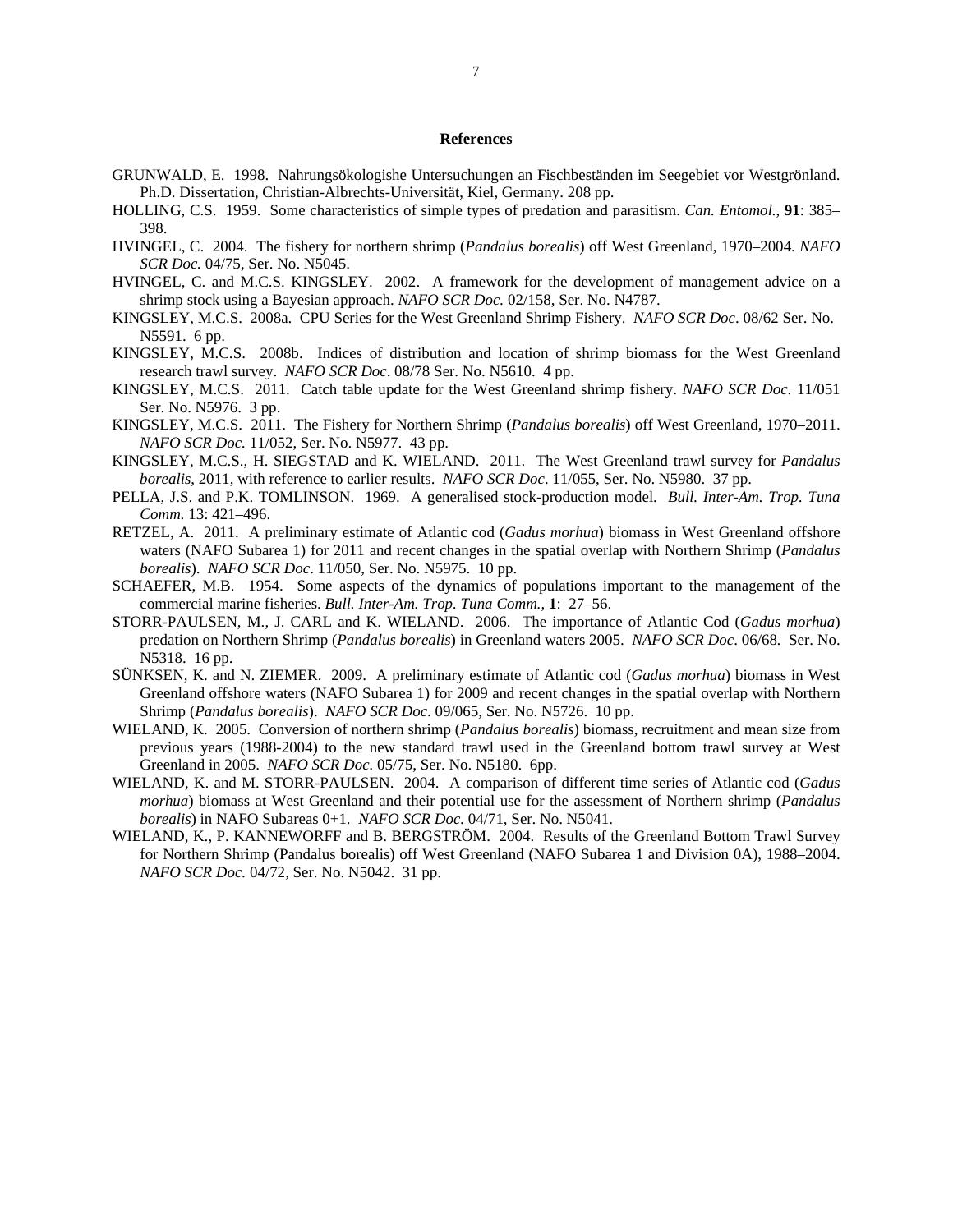## References

GRUNWALD, E. 1998. Nahrungsökologishe Untersuchungen an Fischbeständen im Seegebiet vor Westgrönland. Ph.D. Dissertation, Christian-Albrechts-Universität, Kiel, Germany. 208 pp.

HOLLING, C.S. 1959. Some characteristics of simple types of predation and parasitism. *Can. Entomol.*, **91**: 385–398.

HVINGEL, C. 2004. The fishery for northern shrimp (*Pandalus borealis*) off West Greenland, 1970–2004. *NAFO SCR Doc.* 04/75, Ser. No. N5045.

HVINGEL, C. and M.C.S. KINGSLEY. 2002. A framework for the development of management advice on a shrimp stock using a Bayesian approach. *NAFO SCR Doc.* 02/158, Ser. No. N4787.

KINGSLEY, M.C.S. 2008a. CPU Series for the West Greenland Shrimp Fishery. *NAFO SCR Doc*. 08/62 Ser. No. N5591. 6 pp.

KINGSLEY, M.C.S. 2008b. Indices of distribution and location of shrimp biomass for the West Greenland research trawl survey. *NAFO SCR Doc*. 08/78 Ser. No. N5610. 4 pp.

KINGSLEY, M.C.S. 2011. Catch table update for the West Greenland shrimp fishery. *NAFO SCR Doc*. 11/051 Ser. No. N5976. 3 pp.

KINGSLEY, M.C.S. 2011. The Fishery for Northern Shrimp (*Pandalus borealis*) off West Greenland, 1970–2011. *NAFO SCR Doc.* 11/052, Ser. No. N5977. 43 pp.

KINGSLEY, M.C.S., H. SIEGSTAD and K. WIELAND. 2011. The West Greenland trawl survey for *Pandalus borealis*, 2011, with reference to earlier results. *NAFO SCR Doc*. 11/055, Ser. No. N5980. 37 pp.

PELLA, J.S. and P.K. TOMLINSON. 1969. A generalised stock-production model. *Bull. Inter-Am. Trop. Tuna Comm.* 13: 421–496.

RETZEL, A. 2011. A preliminary estimate of Atlantic cod (*Gadus morhua*) biomass in West Greenland offshore waters (NAFO Subarea 1) for 2011 and recent changes in the spatial overlap with Northern Shrimp (*Pandalus borealis*). *NAFO SCR Doc*. 11/050, Ser. No. N5975. 10 pp.

SCHAEFER, M.B. 1954. Some aspects of the dynamics of populations important to the management of the commercial marine fisheries. *Bull. Inter-Am. Trop. Tuna Comm.*, **1**: 27–56.

STORR-PAULSEN, M., J. CARL and K. WIELAND. 2006. The importance of Atlantic Cod (*Gadus morhua*) predation on Northern Shrimp (*Pandalus borealis*) in Greenland waters 2005. *NAFO SCR Doc*. 06/68. Ser. No. N5318. 16 pp.

SÜNKSEN, K. and N. ZIEMER. 2009. A preliminary estimate of Atlantic cod (*Gadus morhua*) biomass in West Greenland offshore waters (NAFO Subarea 1) for 2009 and recent changes in the spatial overlap with Northern Shrimp (*Pandalus borealis*). *NAFO SCR Doc*. 09/065, Ser. No. N5726. 10 pp.

WIELAND, K. 2005. Conversion of northern shrimp (*Pandalus borealis*) biomass, recruitment and mean size from previous years (1988-2004) to the new standard trawl used in the Greenland bottom trawl survey at West Greenland in 2005. *NAFO SCR Doc.* 05/75, Ser. No. N5180. 6pp.

WIELAND, K. and M. STORR-PAULSEN. 2004. A comparison of different time series of Atlantic cod (*Gadus morhua*) biomass at West Greenland and their potential use for the assessment of Northern shrimp (*Pandalus borealis*) in NAFO Subareas 0+1. *NAFO SCR Doc.* 04/71, Ser. No. N5041.

WIELAND, K., P. KANNEWORFF and B. BERGSTRÖM. 2004. Results of the Greenland Bottom Trawl Survey for Northern Shrimp (Pandalus borealis) off West Greenland (NAFO Subarea 1 and Division 0A), 1988–2004. *NAFO SCR Doc.* 04/72, Ser. No. N5042. 31 pp.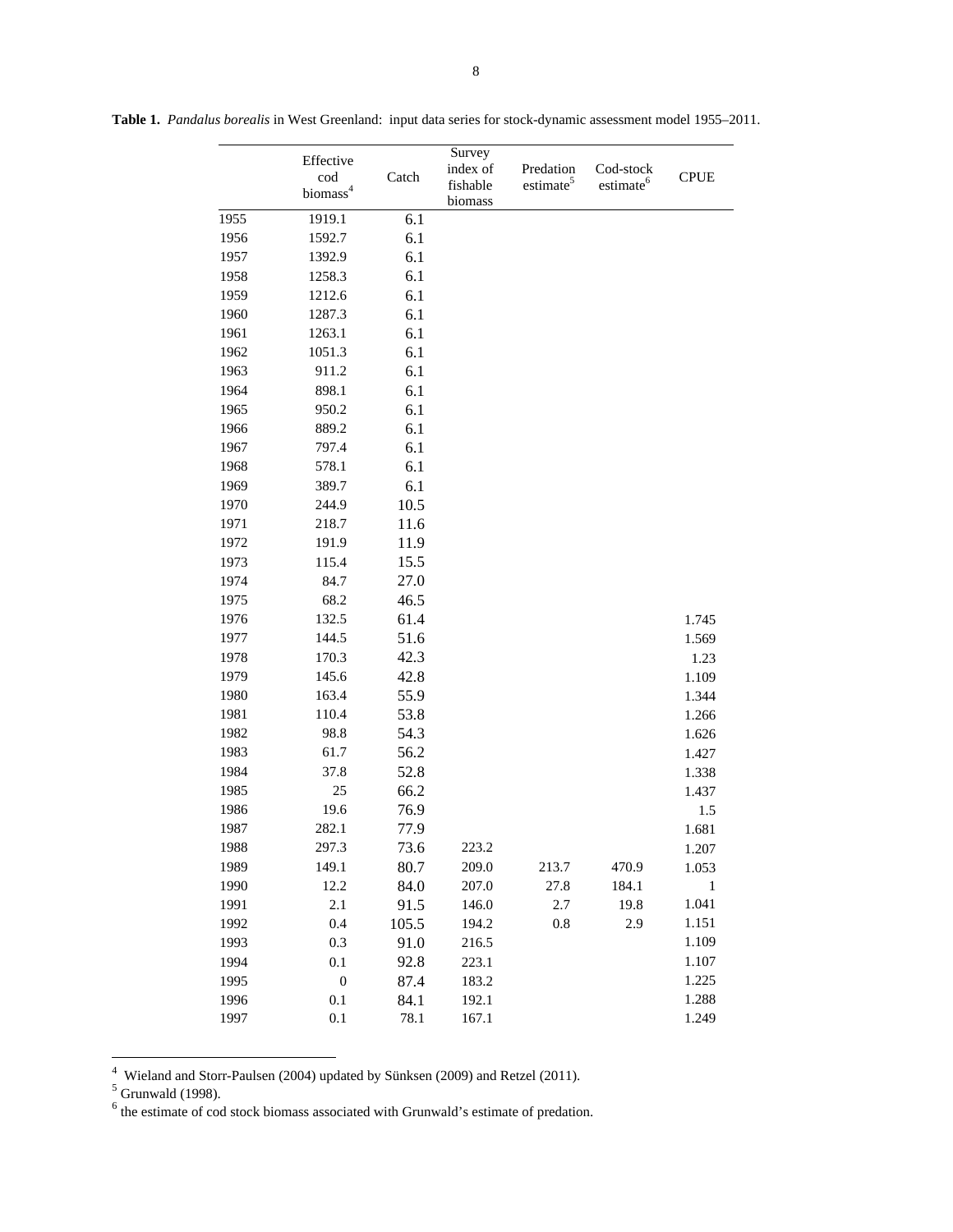**Table 1.** *Pandalus borealis* in West Greenland: input data series for stock-dynamic assessment model 1955–2011.

| | Effective cod biomass[4] | Catch | Survey index of fishable biomass | Predation estimate[5] | Cod-stock estimate[6] | CPUE |
|---|---|---|---|---|---|---|
| 1955 | 1919.1 | 6.1 | | | | |
| 1956 | 1592.7 | 6.1 | | | | |
| 1957 | 1392.9 | 6.1 | | | | |
| 1958 | 1258.3 | 6.1 | | | | |
| 1959 | 1212.6 | 6.1 | | | | |
| 1960 | 1287.3 | 6.1 | | | | |
| 1961 | 1263.1 | 6.1 | | | | |
| 1962 | 1051.3 | 6.1 | | | | |
| 1963 | 911.2 | 6.1 | | | | |
| 1964 | 898.1 | 6.1 | | | | |
| 1965 | 950.2 | 6.1 | | | | |
| 1966 | 889.2 | 6.1 | | | | |
| 1967 | 797.4 | 6.1 | | | | |
| 1968 | 578.1 | 6.1 | | | | |
| 1969 | 389.7 | 6.1 | | | | |
| 1970 | 244.9 | 10.5 | | | | |
| 1971 | 218.7 | 11.6 | | | | |
| 1972 | 191.9 | 11.9 | | | | |
| 1973 | 115.4 | 15.5 | | | | |
| 1974 | 84.7 | 27.0 | | | | |
| 1975 | 68.2 | 46.5 | | | | |
| 1976 | 132.5 | 61.4 | | | | 1.745 |
| 1977 | 144.5 | 51.6 | | | | 1.569 |
| 1978 | 170.3 | 42.3 | | | | 1.23 |
| 1979 | 145.6 | 42.8 | | | | 1.109 |
| 1980 | 163.4 | 55.9 | | | | 1.344 |
| 1981 | 110.4 | 53.8 | | | | 1.266 |
| 1982 | 98.8 | 54.3 | | | | 1.626 |
| 1983 | 61.7 | 56.2 | | | | 1.427 |
| 1984 | 37.8 | 52.8 | | | | 1.338 |
| 1985 | 25 | 66.2 | | | | 1.437 |
| 1986 | 19.6 | 76.9 | | | | 1.5 |
| 1987 | 282.1 | 77.9 | | | | 1.681 |
| 1988 | 297.3 | 73.6 | 223.2 | | | 1.207 |
| 1989 | 149.1 | 80.7 | 209.0 | 213.7 | 470.9 | 1.053 |
| 1990 | 12.2 | 84.0 | 207.0 | 27.8 | 184.1 | 1 |
| 1991 | 2.1 | 91.5 | 146.0 | 2.7 | 19.8 | 1.041 |
| 1992 | 0.4 | 105.5 | 194.2 | 0.8 | 2.9 | 1.151 |
| 1993 | 0.3 | 91.0 | 216.5 | | | 1.109 |
| 1994 | 0.1 | 92.8 | 223.1 | | | 1.107 |
| 1995 | 0 | 87.4 | 183.2 | | | 1.225 |
| 1996 | 0.1 | 84.1 | 192.1 | | | 1.288 |
| 1997 | 0.1 | 78.1 | 167.1 | | | 1.249 |

[4] Wieland and Storr-Paulsen (2004) updated by Sünksen (2009) and Retzel (2011).
[5] Grunwald (1998).
[6] the estimate of cod stock biomass associated with Grunwald's estimate of predation.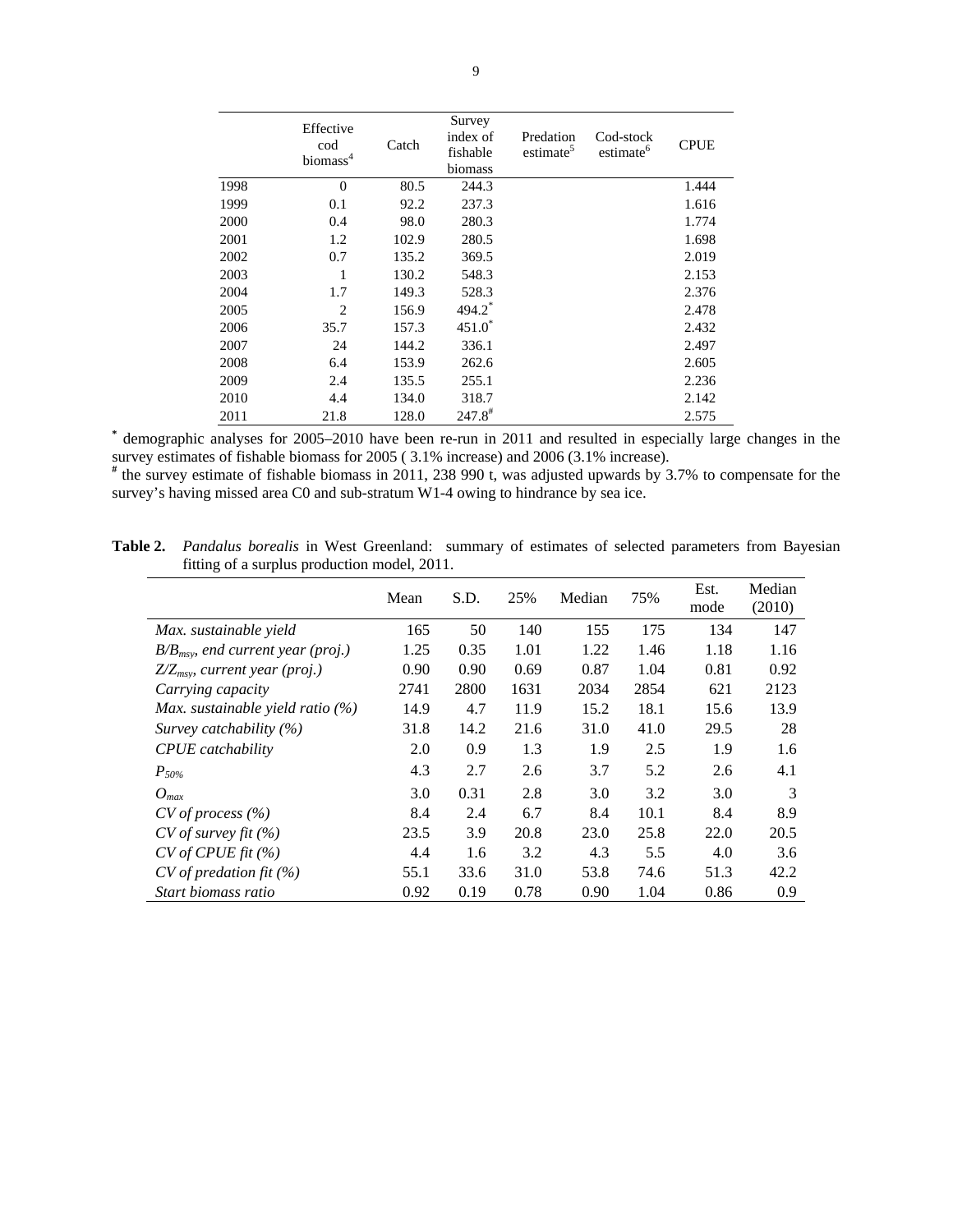| | Effective cod biomass[4] | Catch | Survey index of fishable biomass | Predation estimate[5] | Cod-stock estimate[6] | CPUE |
|---|---|---|---|---|---|---|
| 1998 | 0 | 80.5 | 244.3 | | | 1.444 |
| 1999 | 0.1 | 92.2 | 237.3 | | | 1.616 |
| 2000 | 0.4 | 98.0 | 280.3 | | | 1.774 |
| 2001 | 1.2 | 102.9 | 280.5 | | | 1.698 |
| 2002 | 0.7 | 135.2 | 369.5 | | | 2.019 |
| 2003 | 1 | 130.2 | 548.3 | | | 2.153 |
| 2004 | 1.7 | 149.3 | 528.3 | | | 2.376 |
| 2005 | 2 | 156.9 | 494.2* | | | 2.478 |
| 2006 | 35.7 | 157.3 | 451.0* | | | 2.432 |
| 2007 | 24 | 144.2 | 336.1 | | | 2.497 |
| 2008 | 6.4 | 153.9 | 262.6 | | | 2.605 |
| 2009 | 2.4 | 135.5 | 255.1 | | | 2.236 |
| 2010 | 4.4 | 134.0 | 318.7 | | | 2.142 |
| 2011 | 21.8 | 128.0 | 247.8# | | | 2.575 |

* demographic analyses for 2005–2010 have been re-run in 2011 and resulted in especially large changes in the survey estimates of fishable biomass for 2005 ( 3.1% increase) and 2006 (3.1% increase).
# the survey estimate of fishable biomass in 2011, 238 990 t, was adjusted upwards by 3.7% to compensate for the survey's having missed area C0 and sub-stratum W1-4 owing to hindrance by sea ice.

**Table 2.** *Pandalus borealis* in West Greenland: summary of estimates of selected parameters from Bayesian fitting of a surplus production model, 2011.

| | Mean | S.D. | 25% | Median | 75% | Est. mode | Median (2010) |
|---|---|---|---|---|---|---|---|
| *Max. sustainable yield* | 165 | 50 | 140 | 155 | 175 | 134 | 147 |
| *$B/B_{msy}$, end current year (proj.)* | 1.25 | 0.35 | 1.01 | 1.22 | 1.46 | 1.18 | 1.16 |
| *$Z/Z_{msy}$, current year (proj.)* | 0.90 | 0.90 | 0.69 | 0.87 | 1.04 | 0.81 | 0.92 |
| *Carrying capacity* | 2741 | 2800 | 1631 | 2034 | 2854 | 621 | 2123 |
| *Max. sustainable yield ratio (%)* | 14.9 | 4.7 | 11.9 | 15.2 | 18.1 | 15.6 | 13.9 |
| *Survey catchability (%)* | 31.8 | 14.2 | 21.6 | 31.0 | 41.0 | 29.5 | 28 |
| *CPUE catchability* | 2.0 | 0.9 | 1.3 | 1.9 | 2.5 | 1.9 | 1.6 |
| $P_{50\%}$ | 4.3 | 2.7 | 2.6 | 3.7 | 5.2 | 2.6 | 4.1 |
| $O_{max}$ | 3.0 | 0.31 | 2.8 | 3.0 | 3.2 | 3.0 | 3 |
| *CV of process (%)* | 8.4 | 2.4 | 6.7 | 8.4 | 10.1 | 8.4 | 8.9 |
| *CV of survey fit (%)* | 23.5 | 3.9 | 20.8 | 23.0 | 25.8 | 22.0 | 20.5 |
| *CV of CPUE fit (%)* | 4.4 | 1.6 | 3.2 | 4.3 | 5.5 | 4.0 | 3.6 |
| *CV of predation fit (%)* | 55.1 | 33.6 | 31.0 | 53.8 | 74.6 | 51.3 | 42.2 |
| *Start biomass ratio* | 0.92 | 0.19 | 0.78 | 0.90 | 1.04 | 0.86 | 0.9 |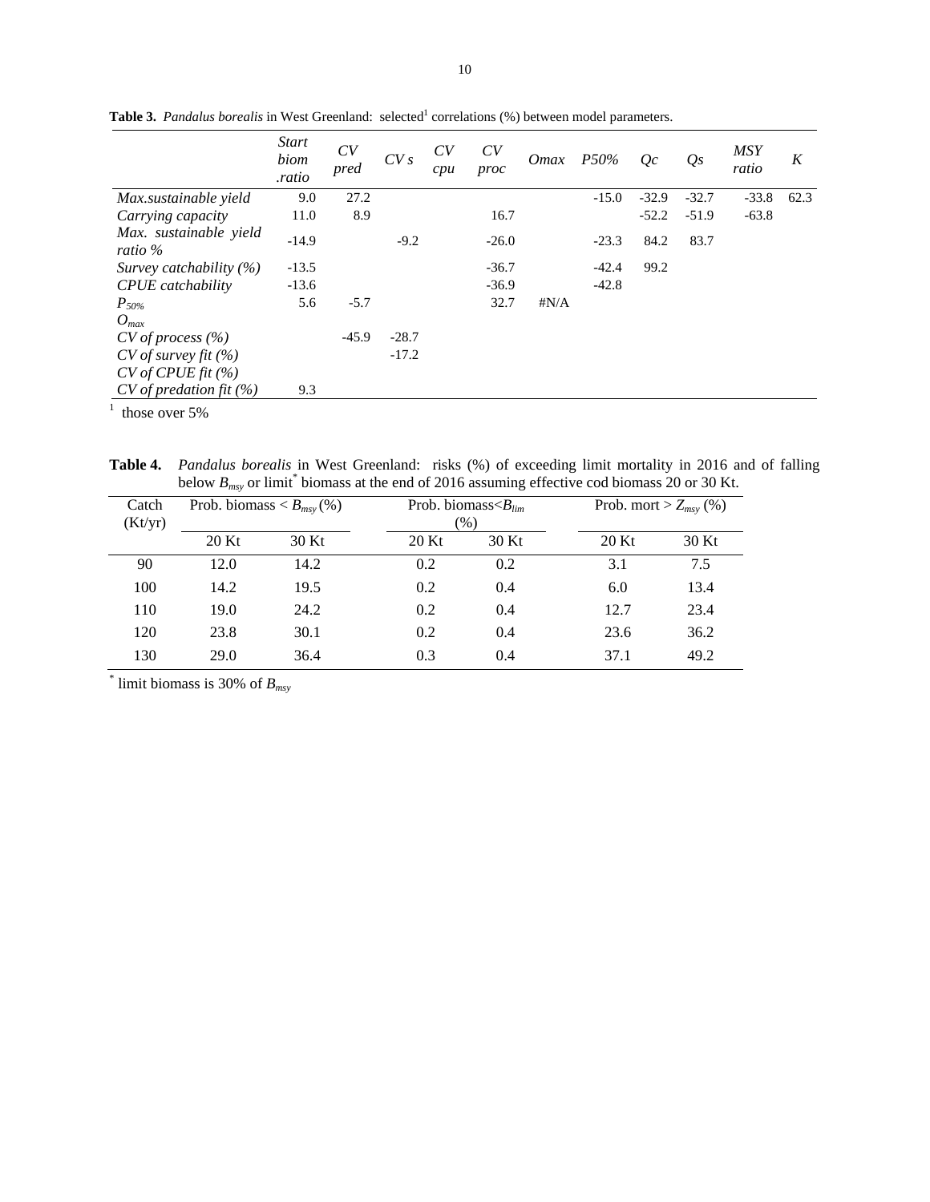**Table 3.** *Pandalus borealis* in West Greenland: selected[1] correlations (%) between model parameters.

| | *Start biom .ratio* | *CV pred* | *CV s* | *CV cpu* | *CV proc* | *Omax* | *P50%* | *Qc* | *Qs* | *MSY ratio* | *K* |
|---|---|---|---|---|---|---|---|---|---|---|---|
| *Max.sustainable yield* | 9.0 | 27.2 | | | | | -15.0 | -32.9 | -32.7 | -33.8 | 62.3 |
| *Carrying capacity* | 11.0 | 8.9 | | | 16.7 | | | -52.2 | -51.9 | -63.8 | |
| *Max. sustainable yield ratio %* | -14.9 | | -9.2 | | -26.0 | | -23.3 | 84.2 | 83.7 | | |
| *Survey catchability (%)* | -13.5 | | | | -36.7 | | -42.4 | 99.2 | | | |
| *CPUE catchability* | -13.6 | | | | -36.9 | | -42.8 | | | | |
| $P_{50\%}$ | 5.6 | -5.7 | | | 32.7 | #N/A | | | | | |
| $O_{max}$ | | | | | | | | | | | |
| *CV of process (%)* | | -45.9 | -28.7 | | | | | | | | |
| *CV of survey fit (%)* | | | -17.2 | | | | | | | | |
| *CV of CPUE fit (%)* | | | | | | | | | | | |
| *CV of predation fit (%)* | 9.3 | | | | | | | | | | |

[1] those over 5%

**Table 4.** *Pandalus borealis* in West Greenland: risks (%) of exceeding limit mortality in 2016 and of falling below $B_{msy}$ or limit[*] biomass at the end of 2016 assuming effective cod biomass 20 or 30 Kt.

| Catch (Kt/yr) | Prob. biomass < $B_{msy}$ (%) | | Prob. biomass< $B_{lim}$ (%) | | Prob. mort > $Z_{msy}$ (%) | |
|---|---|---|---|---|---|---|
| | 20 Kt | 30 Kt | 20 Kt | 30 Kt | 20 Kt | 30 Kt |
| 90 | 12.0 | 14.2 | 0.2 | 0.2 | 3.1 | 7.5 |
| 100 | 14.2 | 19.5 | 0.2 | 0.4 | 6.0 | 13.4 |
| 110 | 19.0 | 24.2 | 0.2 | 0.4 | 12.7 | 23.4 |
| 120 | 23.8 | 30.1 | 0.2 | 0.4 | 23.6 | 36.2 |
| 130 | 29.0 | 36.4 | 0.3 | 0.4 | 37.1 | 49.2 |

[*] limit biomass is 30% of $B_{msy}$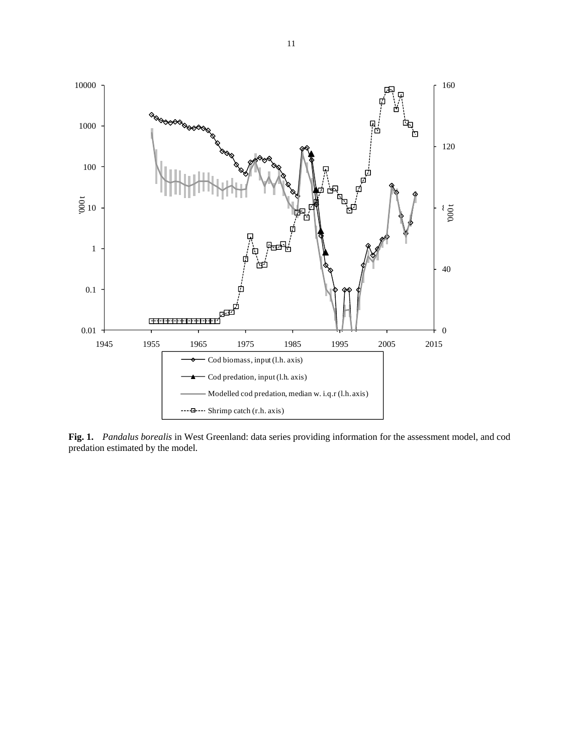**Fig. 1.** *Pandalus borealis* in West Greenland: data series providing information for the assessment model, and cod predation estimated by the model.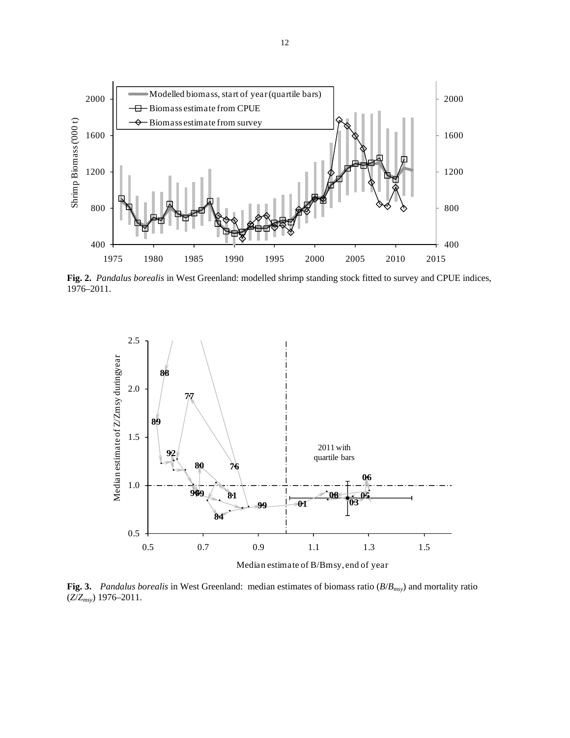**Fig. 2.** *Pandalus borealis* in West Greenland: modelled shrimp standing stock fitted to survey and CPUE indices, 1976–2011.

**Fig. 3.** *Pandalus borealis* in West Greenland: median estimates of biomass ratio ($B/B_{msy}$) and mortality ratio ($Z/Z_{msy}$) 1976–2011.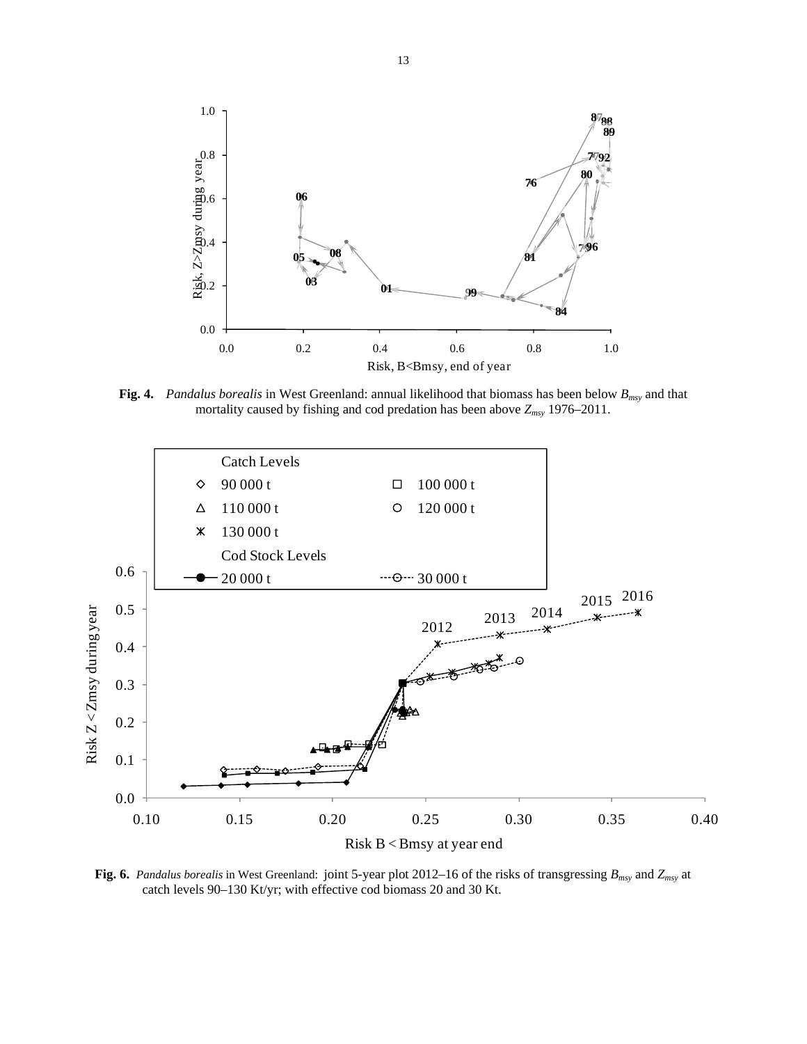**Fig. 4.** *Pandalus borealis* in West Greenland: annual likelihood that biomass has been below $B_{msy}$ and that mortality caused by fishing and cod predation has been above $Z_{msy}$ 1976–2011.

**Fig. 6.** *Pandalus borealis* in West Greenland: joint 5-year plot 2012–16 of the risks of transgressing $B_{msy}$ and $Z_{msy}$ at catch levels 90–130 Kt/yr; with effective cod biomass 20 and 30 Kt.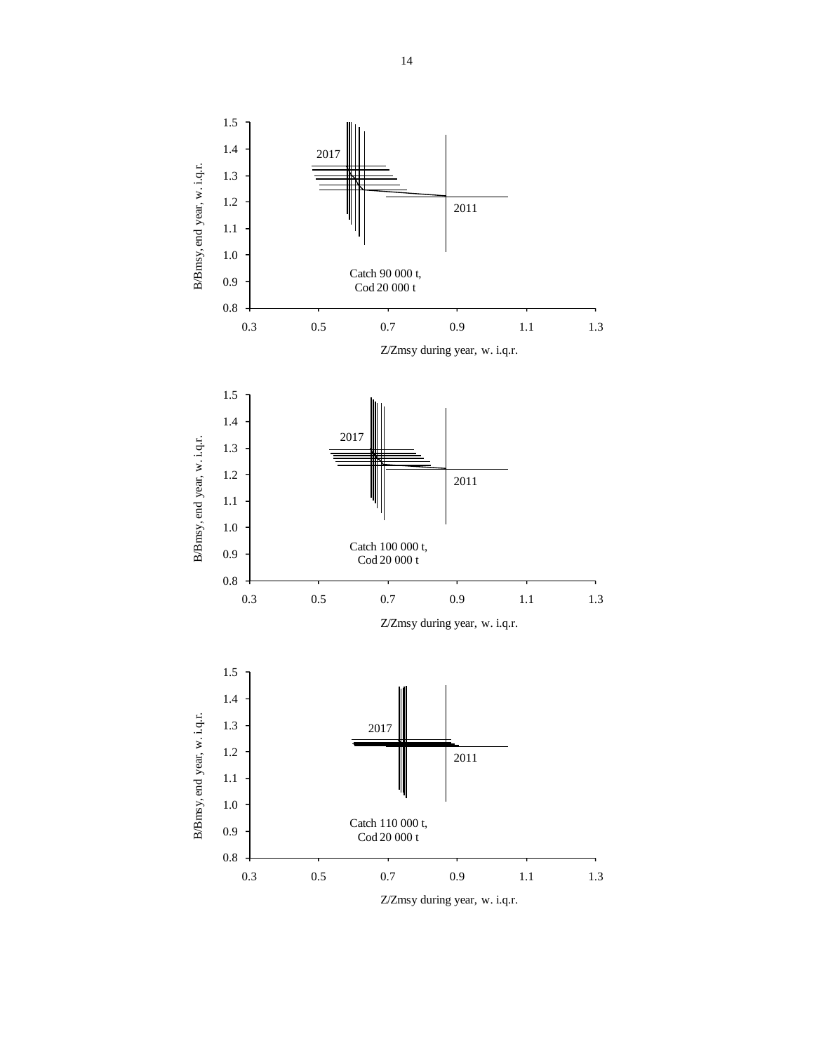B/Bmsy, end year, w. i.q.r.

2017

2011

Catch 90 000 t,
Cod 20 000 t

Z/Zmsy during year, w. i.q.r.

B/Bmsy, end year, w. i.q.r.

2017

2011

Catch 100 000 t,
Cod 20 000 t

Z/Zmsy during year, w. i.q.r.

B/Bmsy, end year, w. i.q.r.

2017

2011

Catch 110 000 t,
Cod 20 000 t

Z/Zmsy during year, w. i.q.r.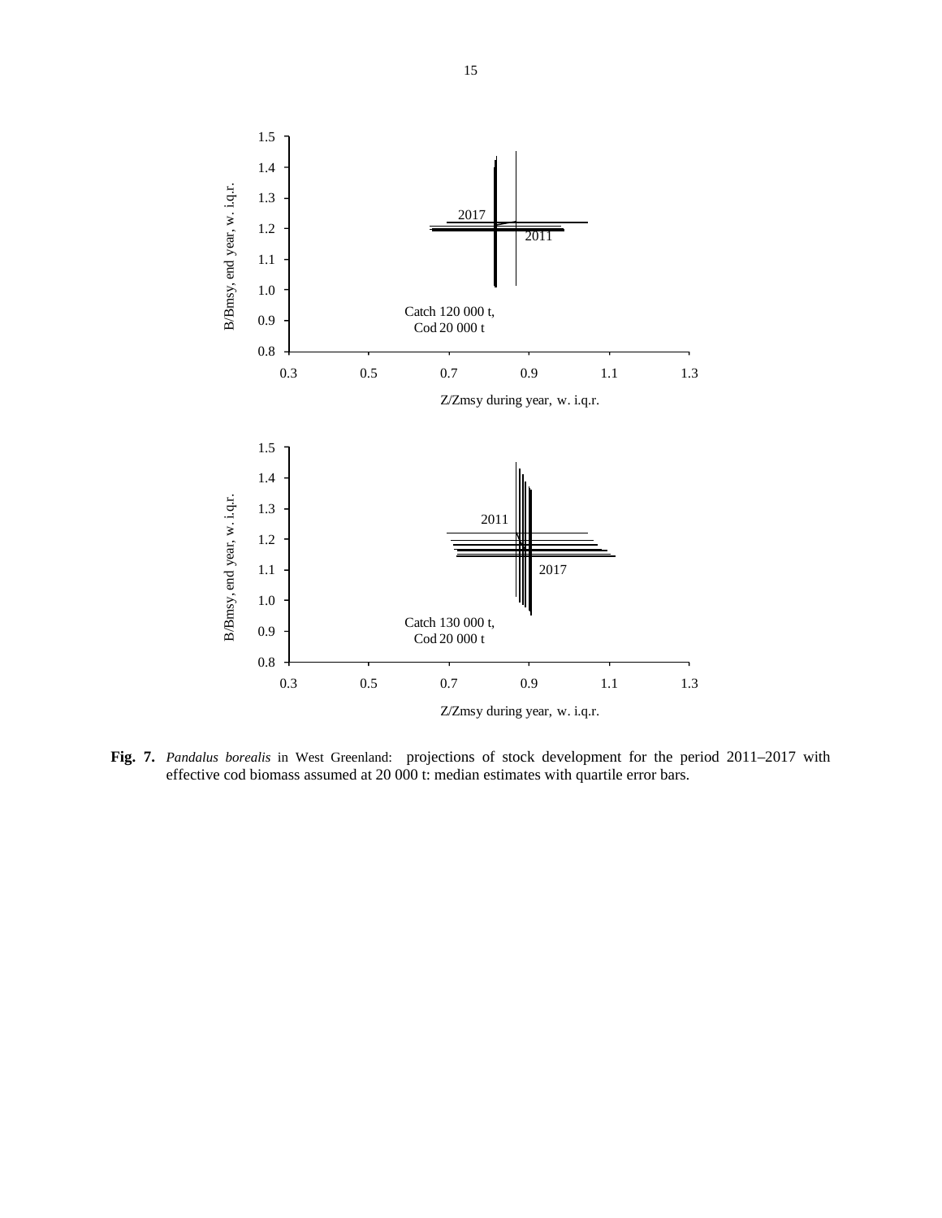**Fig. 7.** *Pandalus borealis* in West Greenland: projections of stock development for the period 2011–2017 with effective cod biomass assumed at 20 000 t: median estimates with quartile error bars.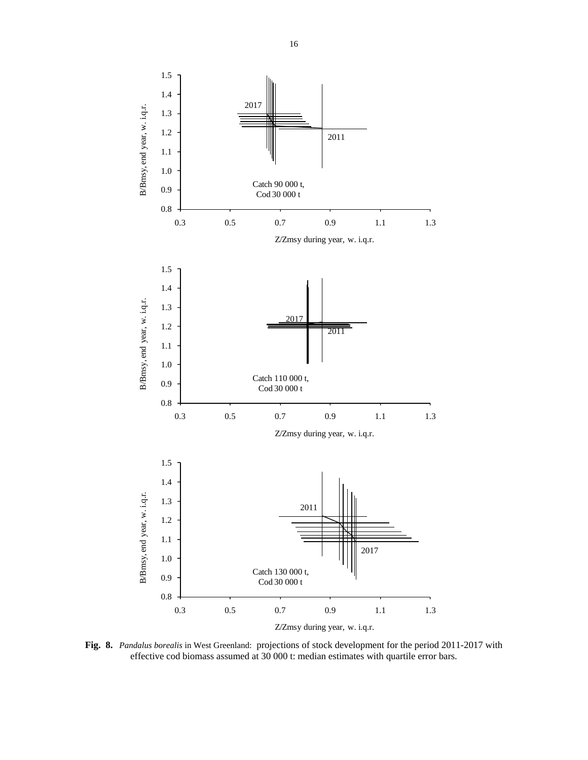**Fig. 8.** *Pandalus borealis* in West Greenland: projections of stock development for the period 2011-2017 with effective cod biomass assumed at 30 000 t: median estimates with quartile error bars.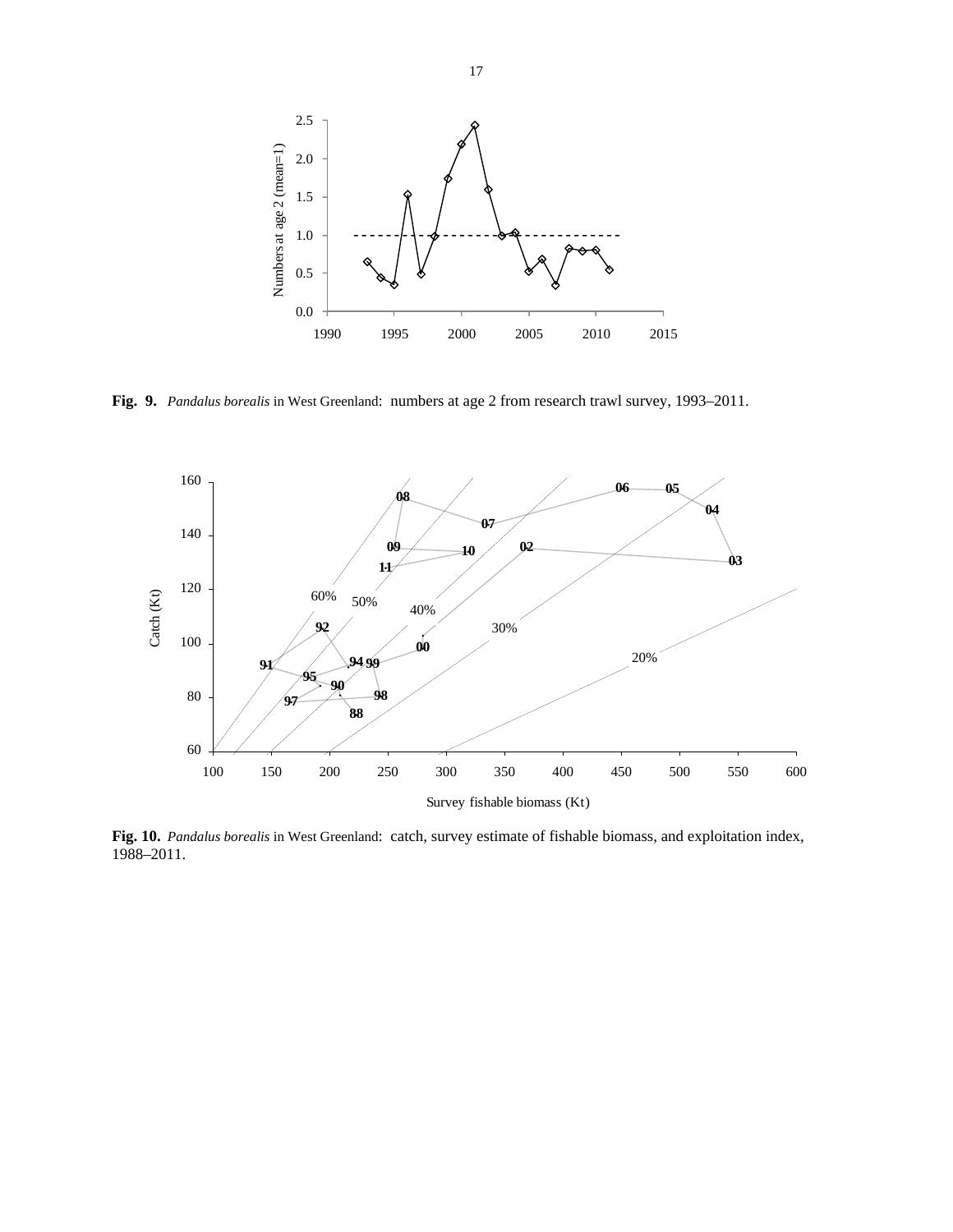**Fig. 9.** *Pandalus borealis* in West Greenland: numbers at age 2 from research trawl survey, 1993–2011.

**Fig. 10.** *Pandalus borealis* in West Greenland: catch, survey estimate of fishable biomass, and exploitation index, 1988–2011.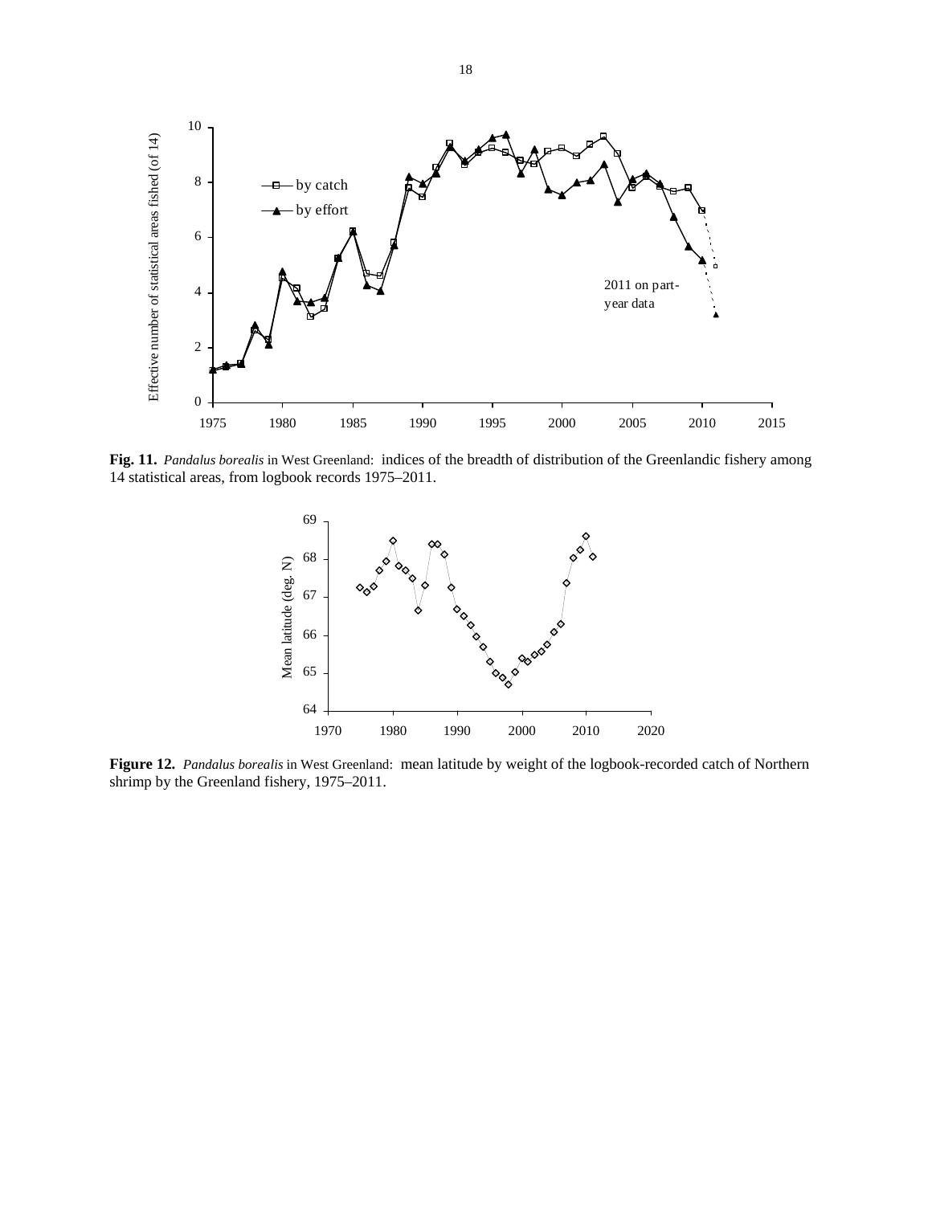**Fig. 11.** *Pandalus borealis* in West Greenland: indices of the breadth of distribution of the Greenlandic fishery among 14 statistical areas, from logbook records 1975–2011.

**Figure 12.** *Pandalus borealis* in West Greenland: mean latitude by weight of the logbook-recorded catch of Northern shrimp by the Greenland fishery, 1975–2011.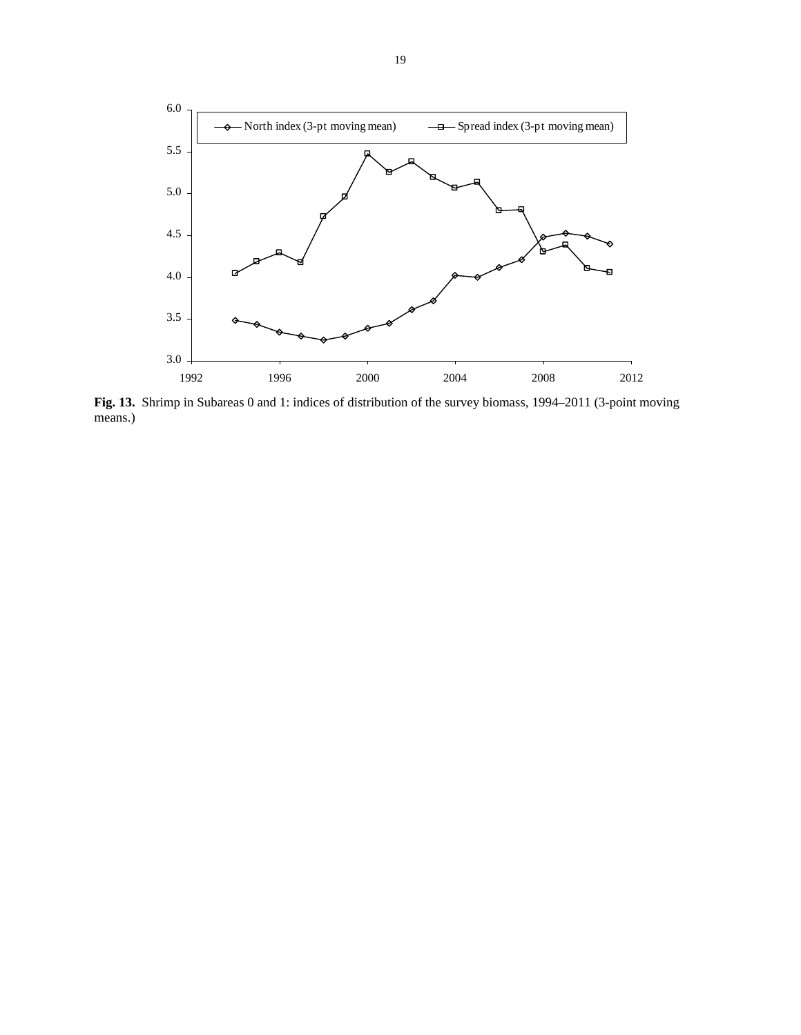**Fig. 13.** Shrimp in Subareas 0 and 1: indices of distribution of the survey biomass, 1994–2011 (3-point moving means.)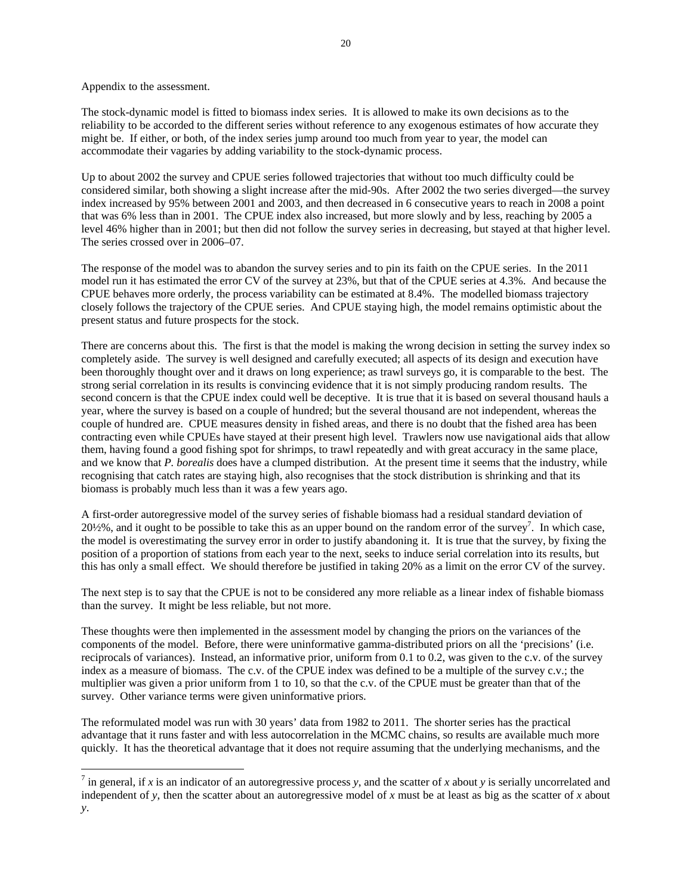Appendix to the assessment.

The stock-dynamic model is fitted to biomass index series. It is allowed to make its own decisions as to the reliability to be accorded to the different series without reference to any exogenous estimates of how accurate they might be. If either, or both, of the index series jump around too much from year to year, the model can accommodate their vagaries by adding variability to the stock-dynamic process.

Up to about 2002 the survey and CPUE series followed trajectories that without too much difficulty could be considered similar, both showing a slight increase after the mid-90s. After 2002 the two series diverged—the survey index increased by 95% between 2001 and 2003, and then decreased in 6 consecutive years to reach in 2008 a point that was 6% less than in 2001. The CPUE index also increased, but more slowly and by less, reaching by 2005 a level 46% higher than in 2001; but then did not follow the survey series in decreasing, but stayed at that higher level. The series crossed over in 2006–07.

The response of the model was to abandon the survey series and to pin its faith on the CPUE series. In the 2011 model run it has estimated the error CV of the survey at 23%, but that of the CPUE series at 4.3%. And because the CPUE behaves more orderly, the process variability can be estimated at 8.4%. The modelled biomass trajectory closely follows the trajectory of the CPUE series. And CPUE staying high, the model remains optimistic about the present status and future prospects for the stock.

There are concerns about this. The first is that the model is making the wrong decision in setting the survey index so completely aside. The survey is well designed and carefully executed; all aspects of its design and execution have been thoroughly thought over and it draws on long experience; as trawl surveys go, it is comparable to the best. The strong serial correlation in its results is convincing evidence that it is not simply producing random results. The second concern is that the CPUE index could well be deceptive. It is true that it is based on several thousand hauls a year, where the survey is based on a couple of hundred; but the several thousand are not independent, whereas the couple of hundred are. CPUE measures density in fished areas, and there is no doubt that the fished area has been contracting even while CPUEs have stayed at their present high level. Trawlers now use navigational aids that allow them, having found a good fishing spot for shrimps, to trawl repeatedly and with great accuracy in the same place, and we know that *P. borealis* does have a clumped distribution. At the present time it seems that the industry, while recognising that catch rates are staying high, also recognises that the stock distribution is shrinking and that its biomass is probably much less than it was a few years ago.

A first-order autoregressive model of the survey series of fishable biomass had a residual standard deviation of 20½%, and it ought to be possible to take this as an upper bound on the random error of the survey[7]. In which case, the model is overestimating the survey error in order to justify abandoning it. It is true that the survey, by fixing the position of a proportion of stations from each year to the next, seeks to induce serial correlation into its results, but this has only a small effect. We should therefore be justified in taking 20% as a limit on the error CV of the survey.

The next step is to say that the CPUE is not to be considered any more reliable as a linear index of fishable biomass than the survey. It might be less reliable, but not more.

These thoughts were then implemented in the assessment model by changing the priors on the variances of the components of the model. Before, there were uninformative gamma-distributed priors on all the 'precisions' (i.e. reciprocals of variances). Instead, an informative prior, uniform from 0.1 to 0.2, was given to the c.v. of the survey index as a measure of biomass. The c.v. of the CPUE index was defined to be a multiple of the survey c.v.; the multiplier was given a prior uniform from 1 to 10, so that the c.v. of the CPUE must be greater than that of the survey. Other variance terms were given uninformative priors.

The reformulated model was run with 30 years' data from 1982 to 2011. The shorter series has the practical advantage that it runs faster and with less autocorrelation in the MCMC chains, so results are available much more quickly. It has the theoretical advantage that it does not require assuming that the underlying mechanisms, and the

---

[7] in general, if $x$ is an indicator of an autoregressive process $y$, and the scatter of $x$ about $y$ is serially uncorrelated and independent of $y$, then the scatter about an autoregressive model of $x$ must be at least as big as the scatter of $x$ about $y$.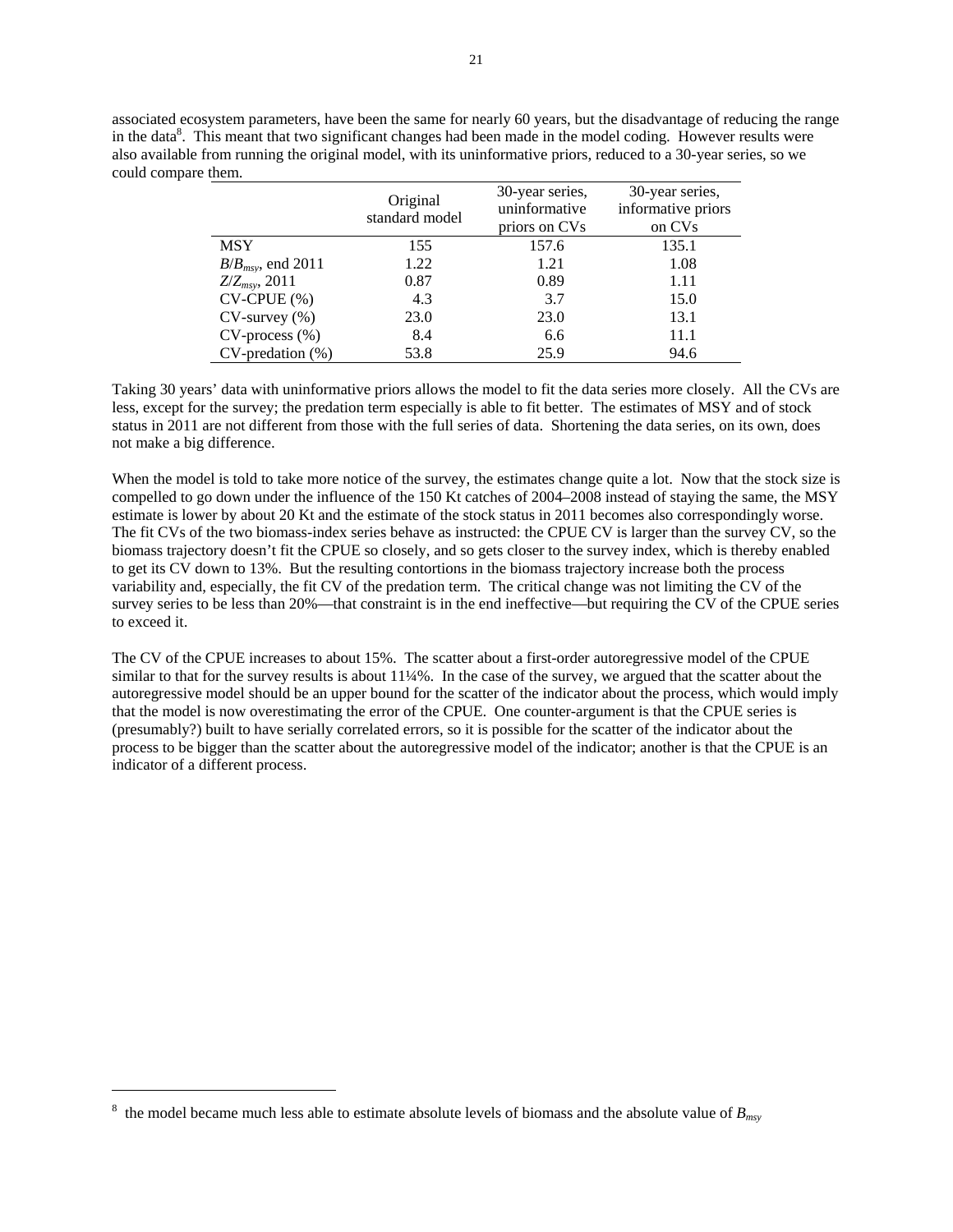associated ecosystem parameters, have been the same for nearly 60 years, but the disadvantage of reducing the range in the data[8]. This meant that two significant changes had been made in the model coding. However results were also available from running the original model, with its uninformative priors, reduced to a 30-year series, so we could compare them.

| | Original standard model | 30-year series, uninformative priors on CVs | 30-year series, informative priors on CVs |
|---|---|---|---|
| MSY | 155 | 157.6 | 135.1 |
| $B/B_{msy}$, end 2011 | 1.22 | 1.21 | 1.08 |
| $Z/Z_{msy}$, 2011 | 0.87 | 0.89 | 1.11 |
| CV-CPUE (%) | 4.3 | 3.7 | 15.0 |
| CV-survey (%) | 23.0 | 23.0 | 13.1 |
| CV-process (%) | 8.4 | 6.6 | 11.1 |
| CV-predation (%) | 53.8 | 25.9 | 94.6 |

Taking 30 years' data with uninformative priors allows the model to fit the data series more closely. All the CVs are less, except for the survey; the predation term especially is able to fit better. The estimates of MSY and of stock status in 2011 are not different from those with the full series of data. Shortening the data series, on its own, does not make a big difference.

When the model is told to take more notice of the survey, the estimates change quite a lot. Now that the stock size is compelled to go down under the influence of the 150 Kt catches of 2004–2008 instead of staying the same, the MSY estimate is lower by about 20 Kt and the estimate of the stock status in 2011 becomes also correspondingly worse. The fit CVs of the two biomass-index series behave as instructed: the CPUE CV is larger than the survey CV, so the biomass trajectory doesn't fit the CPUE so closely, and so gets closer to the survey index, which is thereby enabled to get its CV down to 13%. But the resulting contortions in the biomass trajectory increase both the process variability and, especially, the fit CV of the predation term. The critical change was not limiting the CV of the survey series to be less than 20%—that constraint is in the end ineffective—but requiring the CV of the CPUE series to exceed it.

The CV of the CPUE increases to about 15%. The scatter about a first-order autoregressive model of the CPUE similar to that for the survey results is about 11¼%. In the case of the survey, we argued that the scatter about the autoregressive model should be an upper bound for the scatter of the indicator about the process, which would imply that the model is now overestimating the error of the CPUE. One counter-argument is that the CPUE series is (presumably?) built to have serially correlated errors, so it is possible for the scatter of the indicator about the process to be bigger than the scatter about the autoregressive model of the indicator; another is that the CPUE is an indicator of a different process.

---

[8] the model became much less able to estimate absolute levels of biomass and the absolute value of $B_{msy}$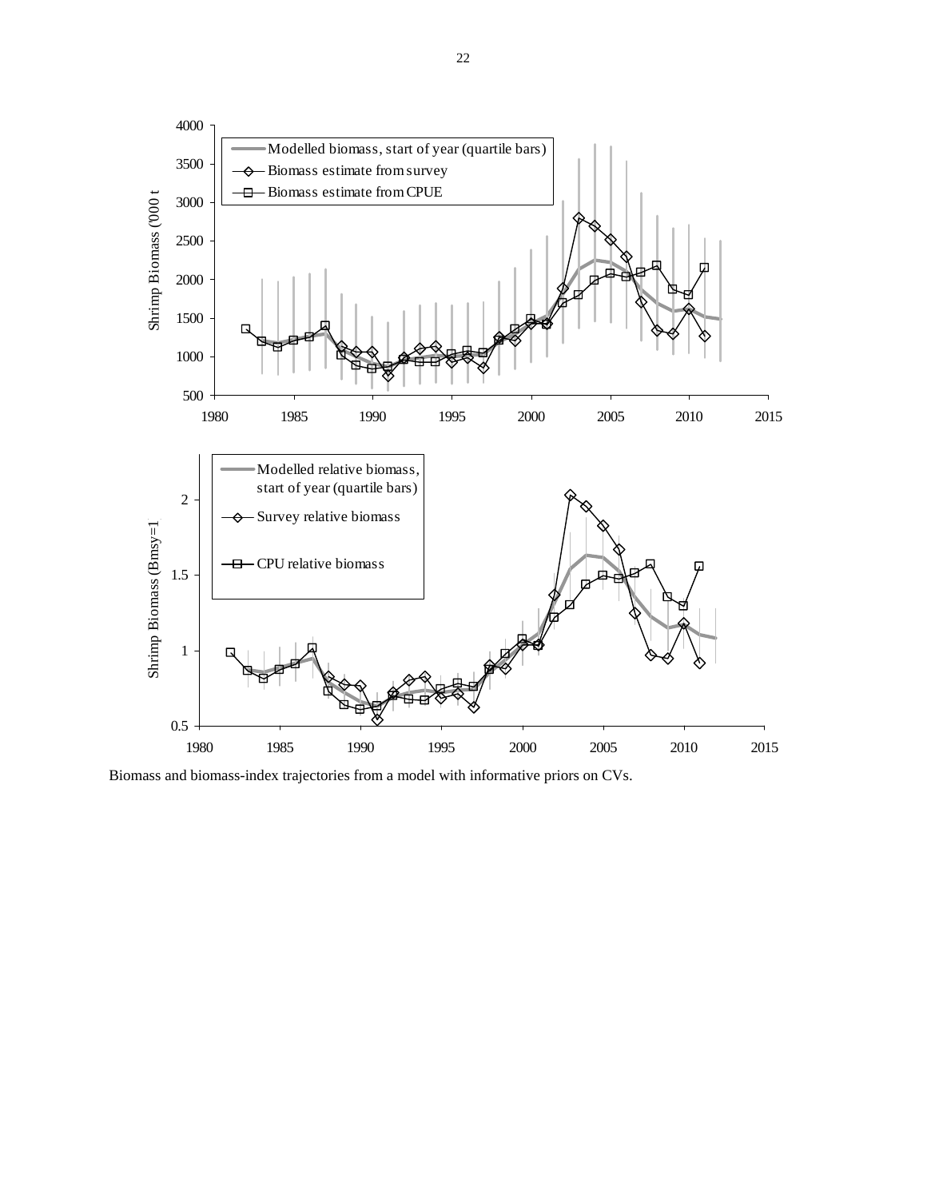Biomass and biomass-index trajectories from a model with informative priors on CVs.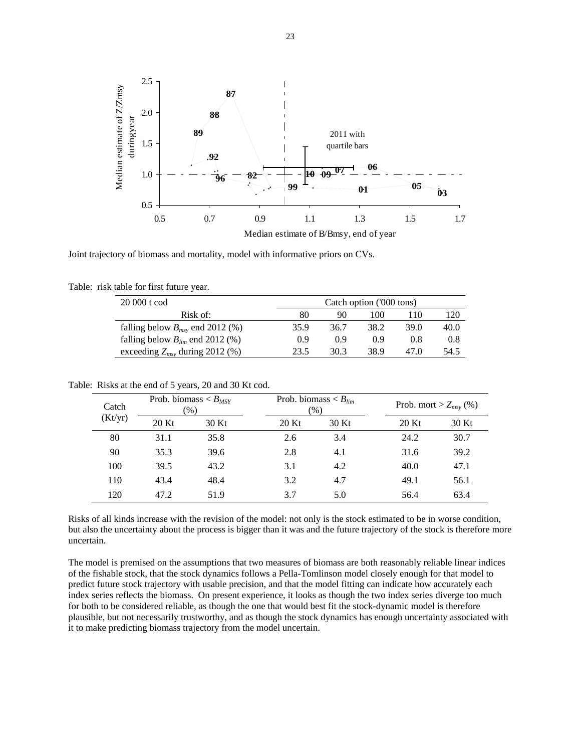Median estimate of Z/Zmsy duringyear

2.5
2.0
1.5
1.0
0.5

87
88
89
92
96
82
99
10
09
07
06
01
05
03

2011 with quartile bars

0.5 0.7 0.9 1.1 1.3 1.5 1.7

Median estimate of B/Bmsy, end of year

Joint trajectory of biomass and mortality, model with informative priors on CVs.

Table: risk table for first future year.

| 20 000 t cod | Catch option ('000 tons) | | | | |
|---|---|---|---|---|---|
| Risk of: | 80 | 90 | 100 | 110 | 120 |
| falling below $B_{msy}$ end 2012 (%) | 35.9 | 36.7 | 38.2 | 39.0 | 40.0 |
| falling below $B_{lim}$ end 2012 (%) | 0.9 | 0.9 | 0.9 | 0.8 | 0.8 |
| exceeding $Z_{msy}$ during 2012 (%) | 23.5 | 30.3 | 38.9 | 47.0 | 54.5 |

Table: Risks at the end of 5 years, 20 and 30 Kt cod.

| Catch (Kt/yr) | Prob. biomass < $B_{MSY}$ (%) | | Prob. biomass < $B_{lim}$ (%) | | Prob. mort > $Z_{msy}$ (%) | |
|---|---|---|---|---|---|---|
| | 20 Kt | 30 Kt | 20 Kt | 30 Kt | 20 Kt | 30 Kt |
| 80 | 31.1 | 35.8 | 2.6 | 3.4 | 24.2 | 30.7 |
| 90 | 35.3 | 39.6 | 2.8 | 4.1 | 31.6 | 39.2 |
| 100 | 39.5 | 43.2 | 3.1 | 4.2 | 40.0 | 47.1 |
| 110 | 43.4 | 48.4 | 3.2 | 4.7 | 49.1 | 56.1 |
| 120 | 47.2 | 51.9 | 3.7 | 5.0 | 56.4 | 63.4 |

Risks of all kinds increase with the revision of the model: not only is the stock estimated to be in worse condition, but also the uncertainty about the process is bigger than it was and the future trajectory of the stock is therefore more uncertain.

The model is premised on the assumptions that two measures of biomass are both reasonably reliable linear indices of the fishable stock, that the stock dynamics follows a Pella-Tomlinson model closely enough for that model to predict future stock trajectory with usable precision, and that the model fitting can indicate how accurately each index series reflects the biomass. On present experience, it looks as though the two index series diverge too much for both to be considered reliable, as though the one that would best fit the stock-dynamic model is therefore plausible, but not necessarily trustworthy, and as though the stock dynamics has enough uncertainty associated with it to make predicting biomass trajectory from the model uncertain.